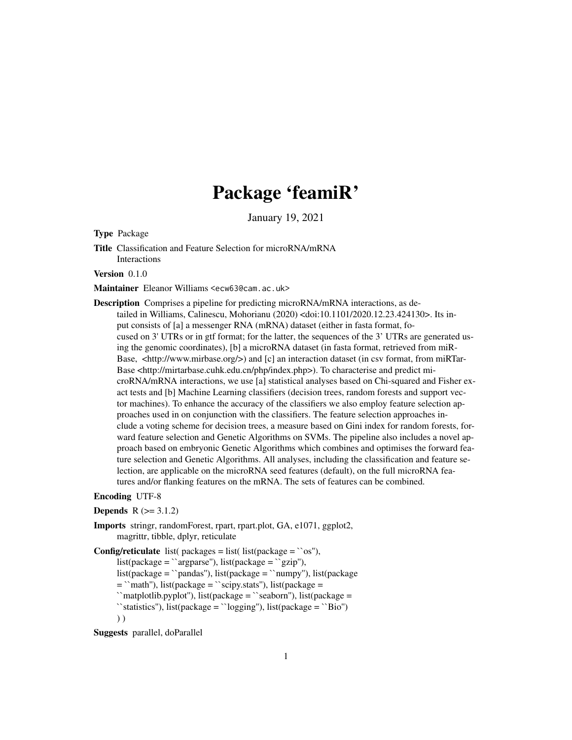# Package 'feamiR'

January 19, 2021

**Type** Package

**Title** Classification and Feature Selection for microRNA/mRNA Interactions

**Version** 0.1.0

**Maintainer** Eleanor Williams <ecw63@cam.ac.uk>

**Description** Comprises a pipeline for predicting microRNA/mRNA interactions, as detailed in Williams, Calinescu, Mohorianu (2020) <doi:10.1101/2020.12.23.424130>. Its input consists of [a] a messenger RNA (mRNA) dataset (either in fasta format, focused on 3' UTRs or in gtf format; for the latter, the sequences of the 3' UTRs are generated using the genomic coordinates), [b] a microRNA dataset (in fasta format, retrieved from miRBase, <http://www.mirbase.org/>) and [c] an interaction dataset (in csv format, from miRTarBase <http://mirtarbase.cuhk.edu.cn/php/index.php>). To characterise and predict microRNA/mRNA interactions, we use [a] statistical analyses based on Chi-squared and Fisher exact tests and [b] Machine Learning classifiers (decision trees, random forests and support vector machines). To enhance the accuracy of the classifiers we also employ feature selection approaches used in on conjunction with the classifiers. The feature selection approaches include a voting scheme for decision trees, a measure based on Gini index for random forests, forward feature selection and Genetic Algorithms on SVMs. The pipeline also includes a novel approach based on embryonic Genetic Algorithms which combines and optimises the forward feature selection and Genetic Algorithms. All analyses, including the classification and feature selection, are applicable on the microRNA seed features (default), on the full microRNA features and/or flanking features on the mRNA. The sets of features can be combined.

**Encoding** UTF-8

**Depends** R (>= 3.1.2)

**Imports** stringr, randomForest, rpart, rpart.plot, GA, e1071, ggplot2, magrittr, tibble, dplyr, reticulate

**Config/reticulate** list( packages = list( list(package = ``os''), list(package = ``argparse''), list(package = ``gzip''), list(package = ``pandas''), list(package = ``numpy''), list(package = ``math''), list(package = ``scipy.stats''), list(package = ``matplotlib.pyplot''), list(package = ``seaborn''), list(package = ``statistics''), list(package = ``logging''), list(package = ``Bio'') ) )

**Suggests** parallel, doParallel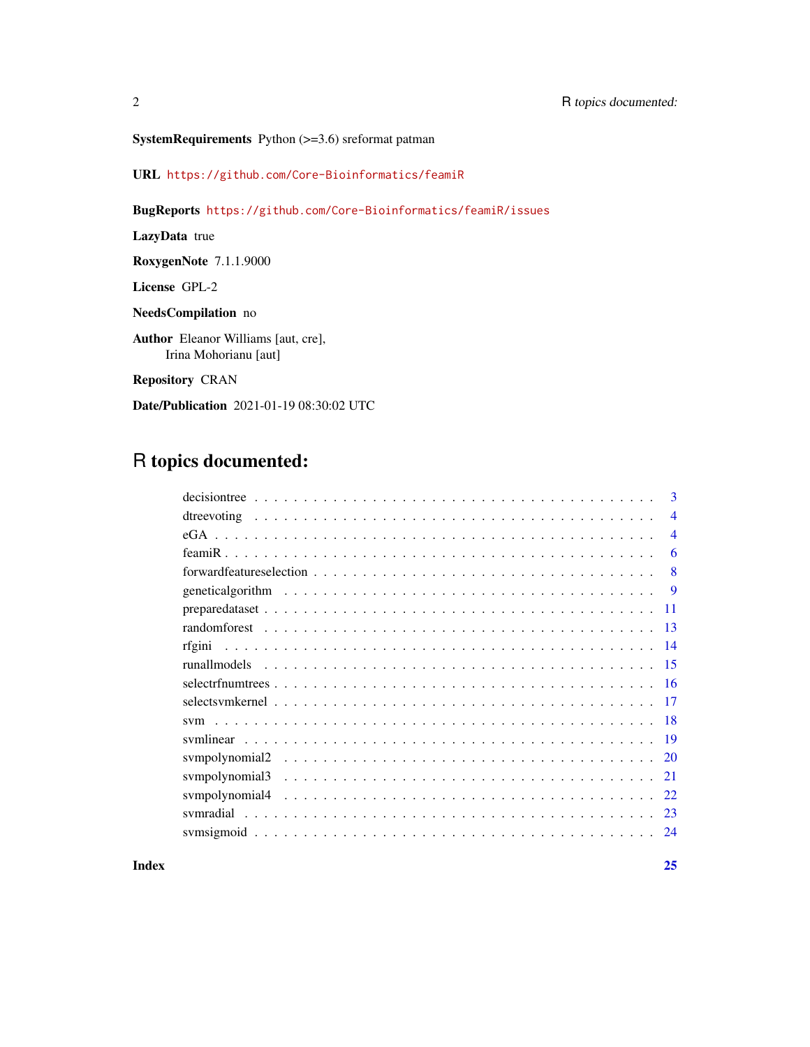**SystemRequirements** Python (>=3.6) sreformat patman

**URL** https://github.com/Core-Bioinformatics/feamiR

**BugReports** https://github.com/Core-Bioinformatics/feamiR/issues

**LazyData** true

**RoxygenNote** 7.1.1.9000

**License** GPL-2

**NeedsCompilation** no

**Author** Eleanor Williams [aut, cre],
Irina Mohorianu [aut]

**Repository** CRAN

**Date/Publication** 2021-01-19 08:30:02 UTC

# R topics documented:

- decisiontree . . . . . . . . . . 3
- dtreevoting . . . . . . . . . . 4
- eGA . . . . . . . . . . 4
- feamiR . . . . . . . . . . 6
- forwardfeatureselection . . . . . . . . . . 8
- geneticalgorithm . . . . . . . . . . 9
- preparedataset . . . . . . . . . . 11
- randomforest . . . . . . . . . . 13
- rfgini . . . . . . . . . . 14
- runallmodels . . . . . . . . . . 15
- selectrfnumtrees . . . . . . . . . . 16
- selectsvmkernel . . . . . . . . . . 17
- svm . . . . . . . . . . 18
- svmlinear . . . . . . . . . . 19
- svmpolynomial2 . . . . . . . . . . 20
- svmpolynomial3 . . . . . . . . . . 21
- svmpolynomial4 . . . . . . . . . . 22
- svmradial . . . . . . . . . . 23
- svmsigmoid . . . . . . . . . . 24

**Index** **25**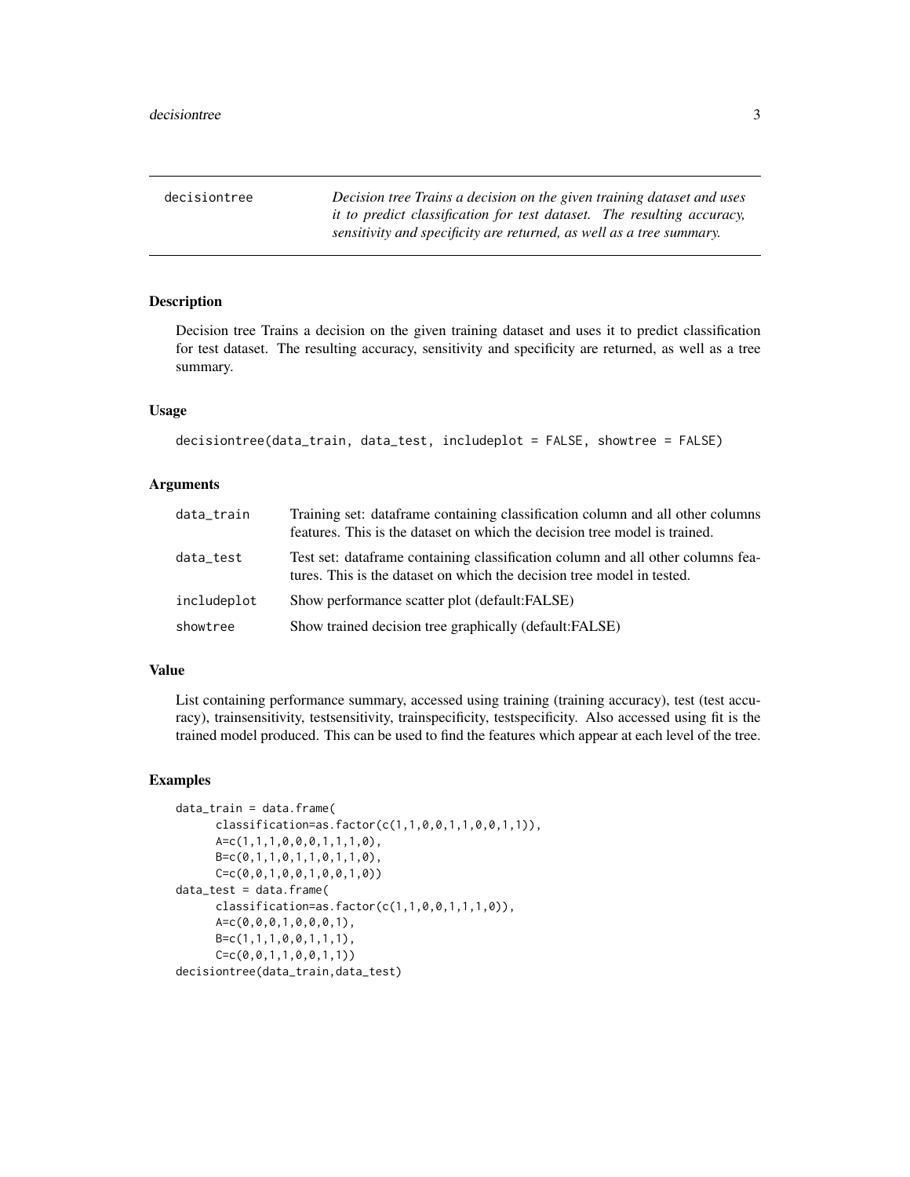`decisiontree` *Decision tree Trains a decision on the given training dataset and uses it to predict classification for test dataset. The resulting accuracy, sensitivity and specificity are returned, as well as a tree summary.*

---

### Description

Decision tree Trains a decision on the given training dataset and uses it to predict classification for test dataset. The resulting accuracy, sensitivity and specificity are returned, as well as a tree summary.

### Usage

```
decisiontree(data_train, data_test, includeplot = FALSE, showtree = FALSE)
```

### Arguments

| | |
|---|---|
| `data_train` | Training set: dataframe containing classification column and all other columns features. This is the dataset on which the decision tree model is trained. |
| `data_test` | Test set: dataframe containing classification column and all other columns features. This is the dataset on which the decision tree model in tested. |
| `includeplot` | Show performance scatter plot (default:FALSE) |
| `showtree` | Show trained decision tree graphically (default:FALSE) |

### Value

List containing performance summary, accessed using training (training accuracy), test (test accuracy), trainsensitivity, testsensitivity, trainspecificity, testspecificity. Also accessed using fit is the trained model produced. This can be used to find the features which appear at each level of the tree.

### Examples

```
data_train = data.frame(
      classification=as.factor(c(1,1,0,0,1,1,0,0,1,1)),
      A=c(1,1,1,0,0,0,1,1,1,0),
      B=c(0,1,1,0,1,1,0,1,1,0),
      C=c(0,0,1,0,0,1,0,0,1,0))
data_test = data.frame(
      classification=as.factor(c(1,1,0,0,1,1,1,0)),
      A=c(0,0,0,1,0,0,0,1),
      B=c(1,1,1,0,0,1,1,1),
      C=c(0,0,1,1,0,0,1,1))
decisiontree(data_train,data_test)
```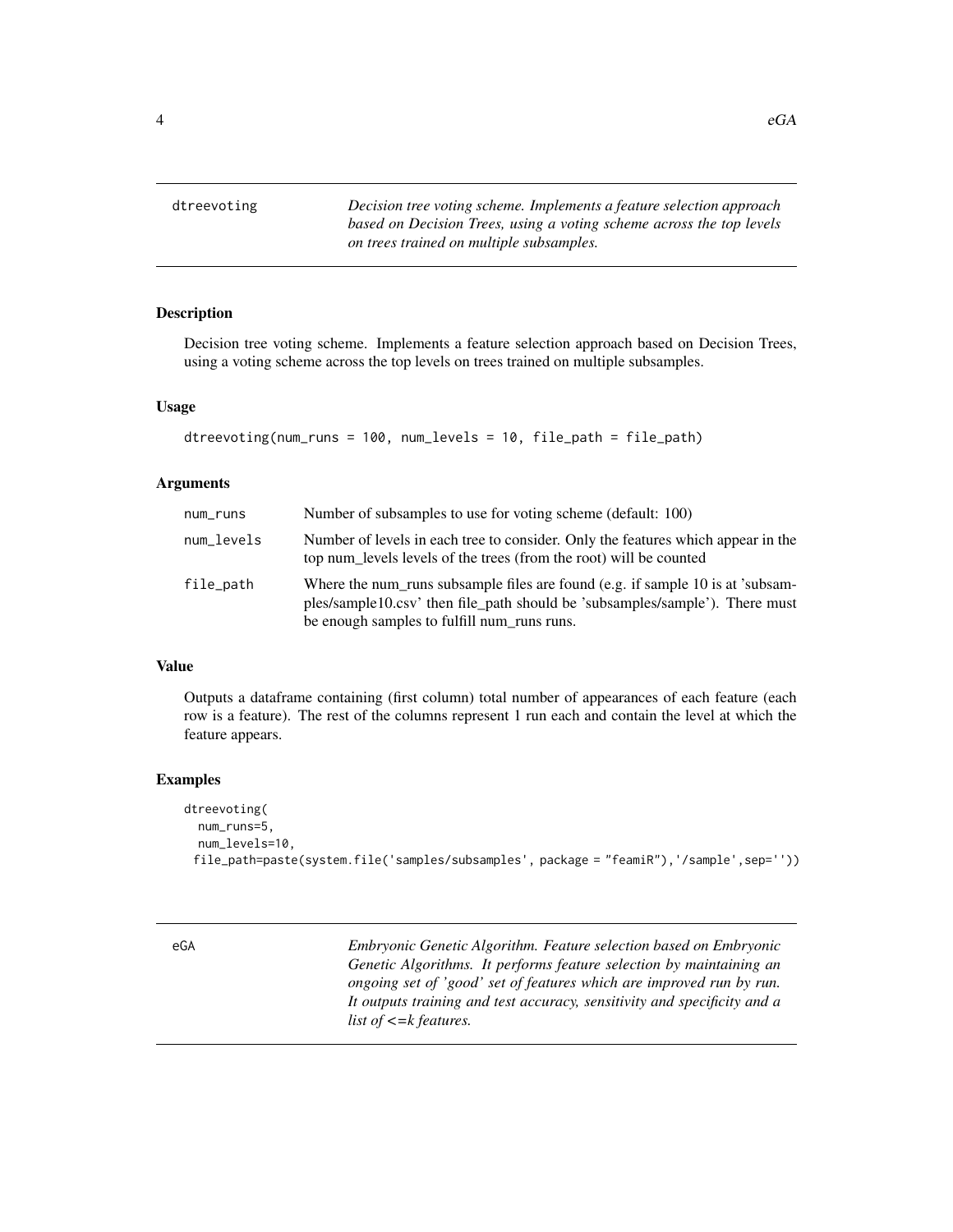## dtreevoting

*Decision tree voting scheme. Implements a feature selection approach based on Decision Trees, using a voting scheme across the top levels on trees trained on multiple subsamples.*

### Description

Decision tree voting scheme. Implements a feature selection approach based on Decision Trees, using a voting scheme across the top levels on trees trained on multiple subsamples.

### Usage

```
dtreevoting(num_runs = 100, num_levels = 10, file_path = file_path)
```

### Arguments

| | |
|---|---|
| num_runs | Number of subsamples to use for voting scheme (default: 100) |
| num_levels | Number of levels in each tree to consider. Only the features which appear in the top num_levels levels of the trees (from the root) will be counted |
| file_path | Where the num_runs subsample files are found (e.g. if sample 10 is at 'subsamples/sample10.csv' then file_path should be 'subsamples/sample'). There must be enough samples to fulfill num_runs runs. |

### Value

Outputs a dataframe containing (first column) total number of appearances of each feature (each row is a feature). The rest of the columns represent 1 run each and contain the level at which the feature appears.

### Examples

```
dtreevoting(
  num_runs=5,
  num_levels=10,
 file_path=paste(system.file('samples/subsamples', package = "feamiR"),'/sample',sep=''))
```

## eGA

*Embryonic Genetic Algorithm. Feature selection based on Embryonic Genetic Algorithms. It performs feature selection by maintaining an ongoing set of 'good' set of features which are improved run by run. It outputs training and test accuracy, sensitivity and specificity and a list of <=k features.*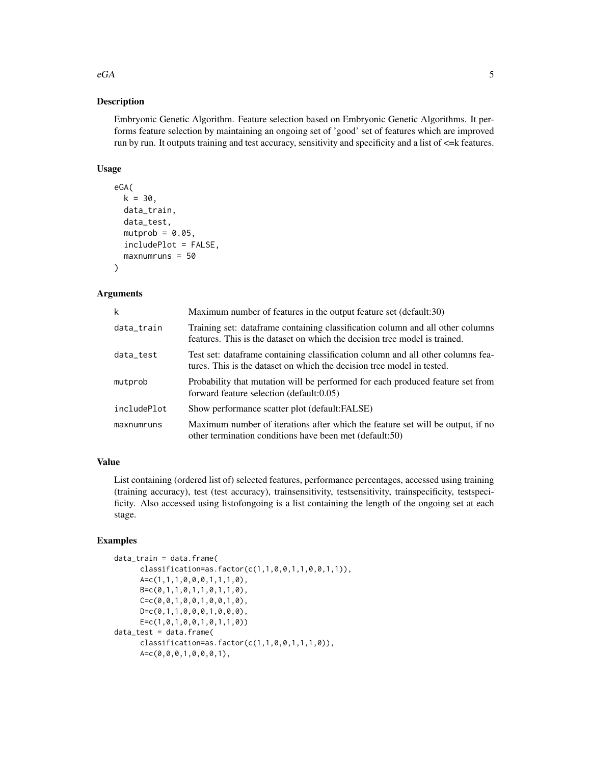## Description

Embryonic Genetic Algorithm. Feature selection based on Embryonic Genetic Algorithms. It performs feature selection by maintaining an ongoing set of 'good' set of features which are improved run by run. It outputs training and test accuracy, sensitivity and specificity and a list of <=k features.

## Usage

```
eGA(
  k = 30,
  data_train,
  data_test,
  mutprob = 0.05,
  includePlot = FALSE,
  maxnumruns = 50
)
```

## Arguments

| | |
|---|---|
| `k` | Maximum number of features in the output feature set (default:30) |
| `data_train` | Training set: dataframe containing classification column and all other columns features. This is the dataset on which the decision tree model is trained. |
| `data_test` | Test set: dataframe containing classification column and all other columns features. This is the dataset on which the decision tree model in tested. |
| `mutprob` | Probability that mutation will be performed for each produced feature set from forward feature selection (default:0.05) |
| `includePlot` | Show performance scatter plot (default:FALSE) |
| `maxnumruns` | Maximum number of iterations after which the feature set will be output, if no other termination conditions have been met (default:50) |

## Value

List containing (ordered list of) selected features, performance percentages, accessed using training (training accuracy), test (test accuracy), trainsensitivity, testsensitivity, trainspecificity, testspecificity. Also accessed using listofongoing is a list containing the length of the ongoing set at each stage.

## Examples

```
data_train = data.frame(
      classification=as.factor(c(1,1,0,0,1,1,0,0,1,1)),
      A=c(1,1,1,0,0,0,1,1,1,0),
      B=c(0,1,1,0,1,1,0,1,1,0),
      C=c(0,0,1,0,0,1,0,0,1,0),
      D=c(0,1,1,0,0,0,1,0,0,0),
      E=c(1,0,1,0,0,1,0,1,1,0))
data_test = data.frame(
      classification=as.factor(c(1,1,0,0,1,1,1,0)),
      A=c(0,0,0,1,0,0,0,1),
```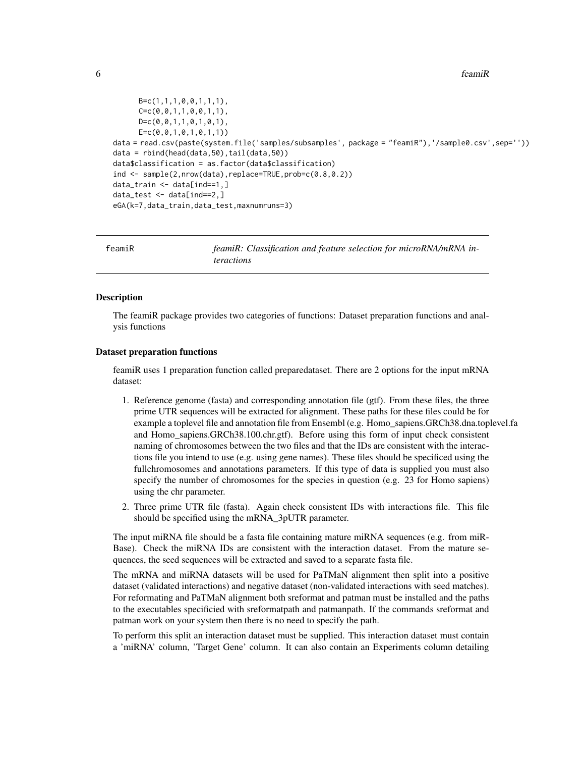```
    B=c(1,1,1,0,0,1,1,1),
    C=c(0,0,1,1,0,0,1,1),
    D=c(0,0,1,1,0,1,0,1),
    E=c(0,0,1,0,1,0,1,1))
data = read.csv(paste(system.file('samples/subsamples', package = "feamiR"),'/sample0.csv',sep=''))
data = rbind(head(data,50),tail(data,50))
data$classification = as.factor(data$classification)
ind <- sample(2,nrow(data),replace=TRUE,prob=c(0.8,0.2))
data_train <- data[ind==1,]
data_test <- data[ind==2,]
eGA(k=7,data_train,data_test,maxnumruns=3)
```

## feamiR — *feamiR: Classification and feature selection for microRNA/mRNA interactions*

### Description

The feamiR package provides two categories of functions: Dataset preparation functions and analysis functions

### Dataset preparation functions

feamiR uses 1 preparation function called preparedataset. There are 2 options for the input mRNA dataset:

1. Reference genome (fasta) and corresponding annotation file (gtf). From these files, the three prime UTR sequences will be extracted for alignment. These paths for these files could be for example a toplevel file and annotation file from Ensembl (e.g. Homo_sapiens.GRCh38.dna.toplevel.fa and Homo_sapiens.GRCh38.100.chr.gtf). Before using this form of input check consistent naming of chromosomes between the two files and that the IDs are consistent with the interactions file you intend to use (e.g. using gene names). These files should be specificed using the fullchromosomes and annotations parameters. If this type of data is supplied you must also specify the number of chromosomes for the species in question (e.g. 23 for Homo sapiens) using the chr parameter.
2. Three prime UTR file (fasta). Again check consistent IDs with interactions file. This file should be specified using the mRNA_3pUTR parameter.

The input miRNA file should be a fasta file containing mature miRNA sequences (e.g. from miRBase). Check the miRNA IDs are consistent with the interaction dataset. From the mature sequences, the seed sequences will be extracted and saved to a separate fasta file.

The mRNA and miRNA datasets will be used for PaTMaN alignment then split into a positive dataset (validated interactions) and negative dataset (non-validated interactions with seed matches). For reformating and PaTMaN alignment both sreformat and patman must be installed and the paths to the executables specificied with sreformatpath and patmanpath. If the commands sreformat and patman work on your system then there is no need to specify the path.

To perform this split an interaction dataset must be supplied. This interaction dataset must contain a 'miRNA' column, 'Target Gene' column. It can also contain an Experiments column detailing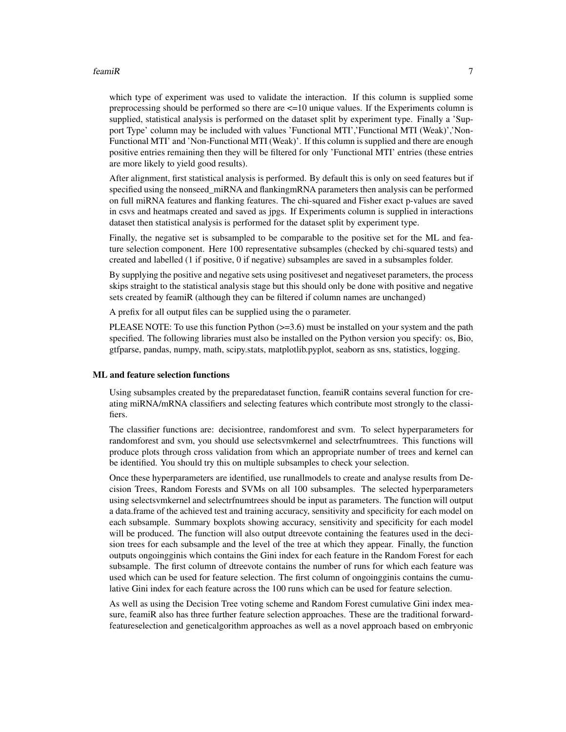which type of experiment was used to validate the interaction. If this column is supplied some preprocessing should be performed so there are <=10 unique values. If the Experiments column is supplied, statistical analysis is performed on the dataset split by experiment type. Finally a 'Support Type' column may be included with values 'Functional MTI','Functional MTI (Weak)','Non-Functional MTI' and 'Non-Functional MTI (Weak)'. If this column is supplied and there are enough positive entries remaining then they will be filtered for only 'Functional MTI' entries (these entries are more likely to yield good results).

After alignment, first statistical analysis is performed. By default this is only on seed features but if specified using the nonseed_miRNA and flankingmRNA parameters then analysis can be performed on full miRNA features and flanking features. The chi-squared and Fisher exact p-values are saved in csvs and heatmaps created and saved as jpgs. If Experiments column is supplied in interactions dataset then statistical analysis is performed for the dataset split by experiment type.

Finally, the negative set is subsampled to be comparable to the positive set for the ML and feature selection component. Here 100 representative subsamples (checked by chi-squared tests) and created and labelled (1 if positive, 0 if negative) subsamples are saved in a subsamples folder.

By supplying the positive and negative sets using positiveset and negativeset parameters, the process skips straight to the statistical analysis stage but this should only be done with positive and negative sets created by feamiR (although they can be filtered if column names are unchanged)

A prefix for all output files can be supplied using the o parameter.

PLEASE NOTE: To use this function Python (>=3.6) must be installed on your system and the path specified. The following libraries must also be installed on the Python version you specify: os, Bio, gtfparse, pandas, numpy, math, scipy.stats, matplotlib.pyplot, seaborn as sns, statistics, logging.

### ML and feature selection functions

Using subsamples created by the preparedataset function, feamiR contains several function for creating miRNA/mRNA classifiers and selecting features which contribute most strongly to the classifiers.

The classifier functions are: decisiontree, randomforest and svm. To select hyperparameters for randomforest and svm, you should use selectsvmkernel and selectrfnumtrees. This functions will produce plots through cross validation from which an appropriate number of trees and kernel can be identified. You should try this on multiple subsamples to check your selection.

Once these hyperparameters are identified, use runallmodels to create and analyse results from Decision Trees, Random Forests and SVMs on all 100 subsamples. The selected hyperparameters using selectsvmkernel and selectrfnumtrees should be input as parameters. The function will output a data.frame of the achieved test and training accuracy, sensitivity and specificity for each model on each subsample. Summary boxplots showing accuracy, sensitivity and specificity for each model will be produced. The function will also output dtreevote containing the features used in the decision trees for each subsample and the level of the tree at which they appear. Finally, the function outputs ongoingginis which contains the Gini index for each feature in the Random Forest for each subsample. The first column of dtreevote contains the number of runs for which each feature was used which can be used for feature selection. The first column of ongoingginis contains the cumulative Gini index for each feature across the 100 runs which can be used for feature selection.

As well as using the Decision Tree voting scheme and Random Forest cumulative Gini index measure, feamiR also has three further feature selection approaches. These are the traditional forwardfeatureselection and geneticalgorithm approaches as well as a novel approach based on embryonic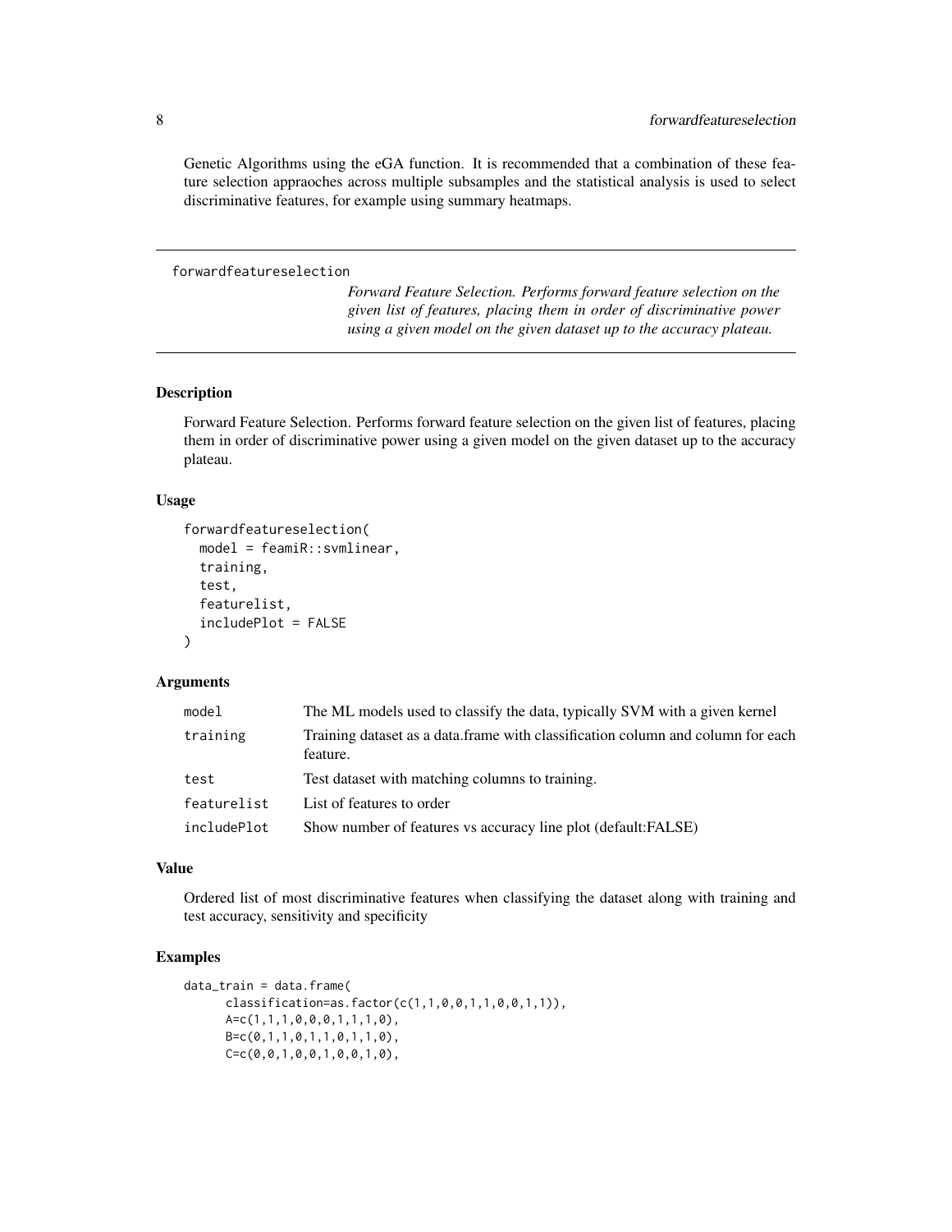Genetic Algorithms using the eGA function. It is recommended that a combination of these feature selection appraoches across multiple subsamples and the statistical analysis is used to select discriminative features, for example using summary heatmaps.

---

## forwardfeatureselection

*Forward Feature Selection. Performs forward feature selection on the given list of features, placing them in order of discriminative power using a given model on the given dataset up to the accuracy plateau.*

---

### Description

Forward Feature Selection. Performs forward feature selection on the given list of features, placing them in order of discriminative power using a given model on the given dataset up to the accuracy plateau.

### Usage

```
forwardfeatureselection(
  model = feamiR::svmlinear,
  training,
  test,
  featurelist,
  includePlot = FALSE
)
```

### Arguments

| | |
|---|---|
| `model` | The ML models used to classify the data, typically SVM with a given kernel |
| `training` | Training dataset as a data.frame with classification column and column for each feature. |
| `test` | Test dataset with matching columns to training. |
| `featurelist` | List of features to order |
| `includePlot` | Show number of features vs accuracy line plot (default:FALSE) |

### Value

Ordered list of most discriminative features when classifying the dataset along with training and test accuracy, sensitivity and specificity

### Examples

```
data_train = data.frame(
      classification=as.factor(c(1,1,0,0,1,1,0,0,1,1)),
      A=c(1,1,1,0,0,0,1,1,1,0),
      B=c(0,1,1,0,1,1,0,1,1,0),
      C=c(0,0,1,0,0,1,0,0,1,0),
```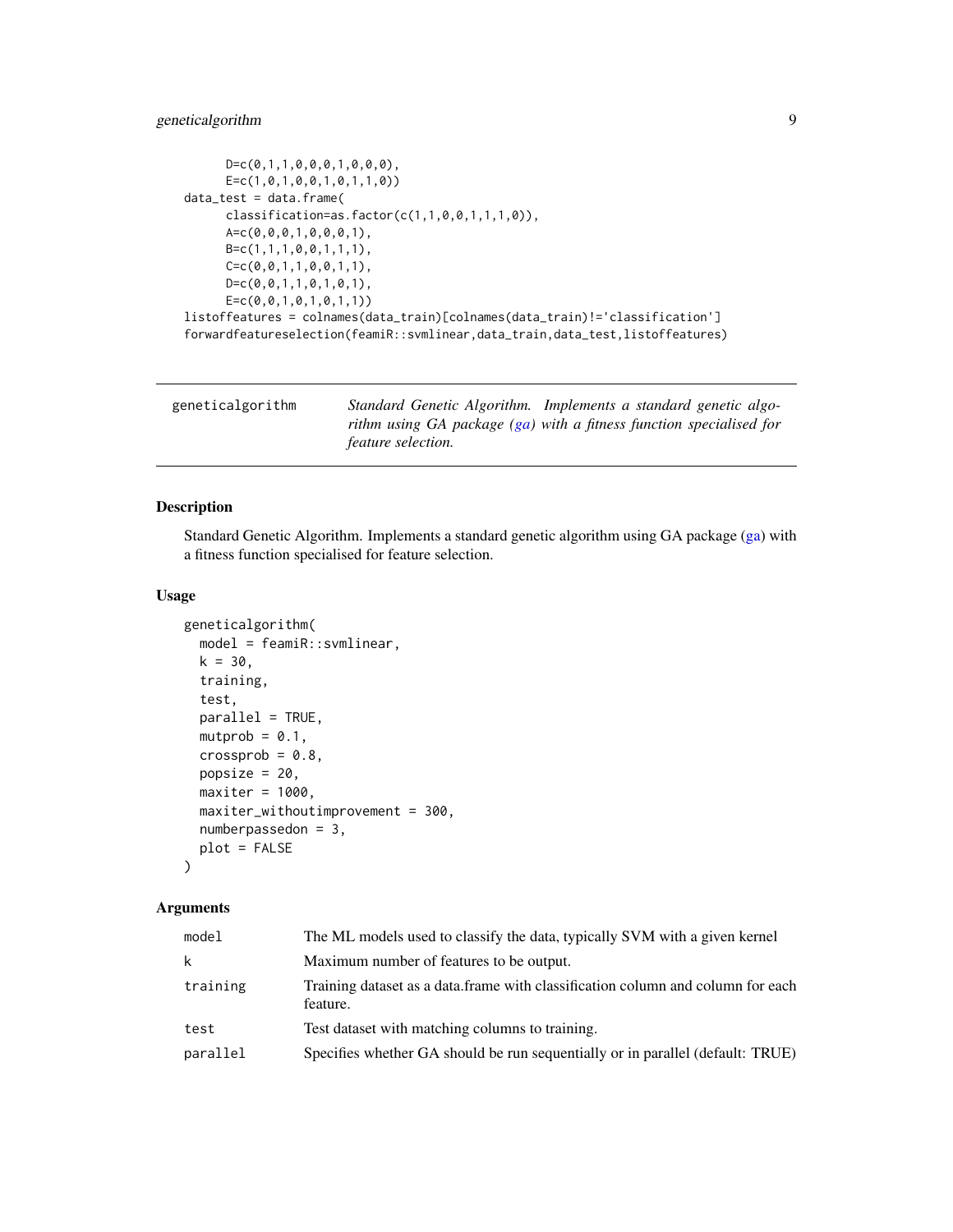```
      D=c(0,1,1,0,0,0,1,0,0,0),
      E=c(1,0,1,0,0,1,0,1,1,0))
data_test = data.frame(
      classification=as.factor(c(1,1,0,0,1,1,1,0)),
      A=c(0,0,0,1,0,0,0,1),
      B=c(1,1,1,0,0,1,1,1),
      C=c(0,0,1,1,0,0,1,1),
      D=c(0,0,1,1,0,1,0,1),
      E=c(0,0,1,0,1,0,1,1))
listoffeatures = colnames(data_train)[colnames(data_train)!='classification']
forwardfeatureselection(feamiR::svmlinear,data_train,data_test,listoffeatures)
```

## geneticalgorithm

*Standard Genetic Algorithm. Implements a standard genetic algorithm using GA package (ga) with a fitness function specialised for feature selection.*

### Description

Standard Genetic Algorithm. Implements a standard genetic algorithm using GA package (ga) with a fitness function specialised for feature selection.

### Usage

```
geneticalgorithm(
  model = feamiR::svmlinear,
  k = 30,
  training,
  test,
  parallel = TRUE,
  mutprob = 0.1,
  crossprob = 0.8,
  popsize = 20,
  maxiter = 1000,
  maxiter_withoutimprovement = 300,
  numberpassedon = 3,
  plot = FALSE
)
```

### Arguments

| | |
|---|---|
| model | The ML models used to classify the data, typically SVM with a given kernel |
| k | Maximum number of features to be output. |
| training | Training dataset as a data.frame with classification column and column for each feature. |
| test | Test dataset with matching columns to training. |
| parallel | Specifies whether GA should be run sequentially or in parallel (default: TRUE) |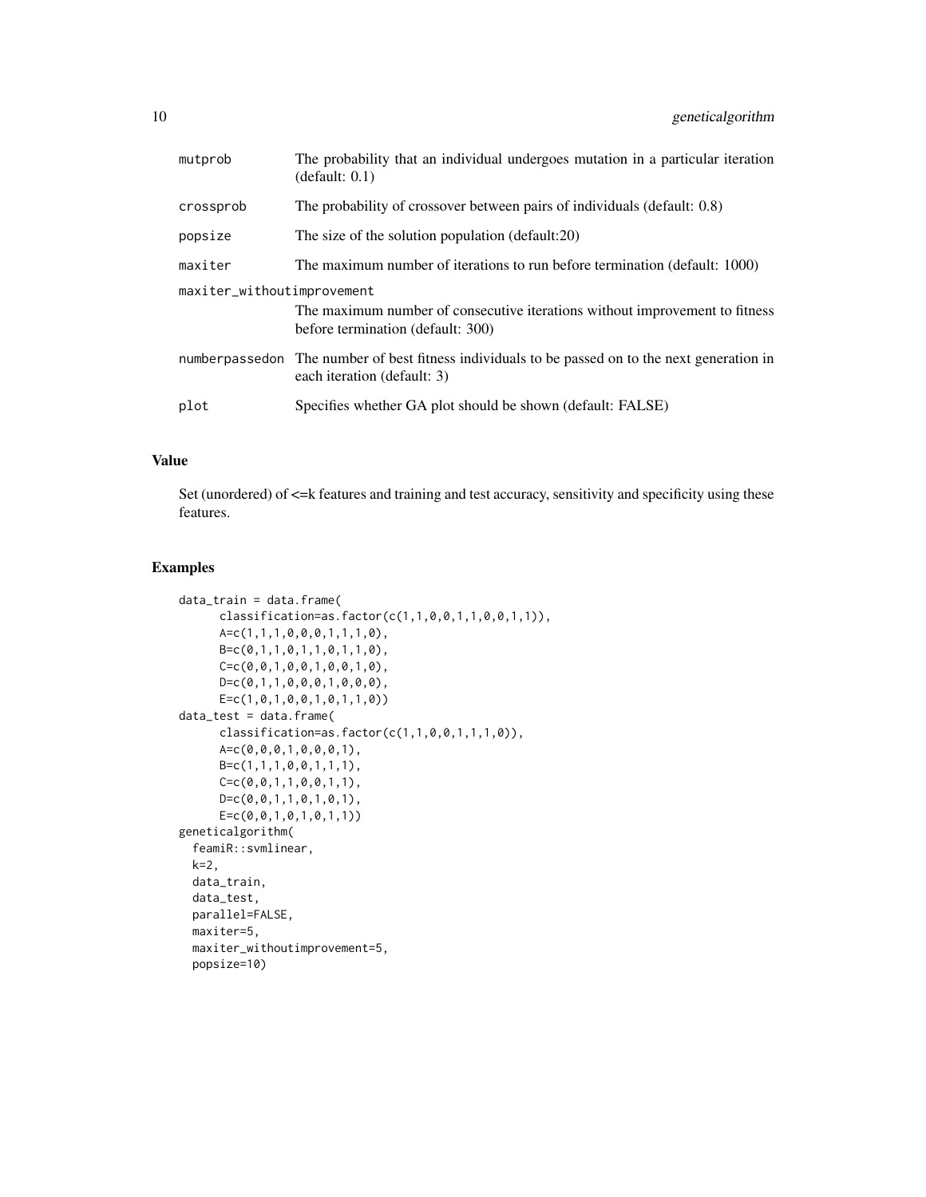| | |
|---|---|
| mutprob | The probability that an individual undergoes mutation in a particular iteration (default: 0.1) |
| crossprob | The probability of crossover between pairs of individuals (default: 0.8) |
| popsize | The size of the solution population (default:20) |
| maxiter | The maximum number of iterations to run before termination (default: 1000) |
| maxiter_withoutimprovement | The maximum number of consecutive iterations without improvement to fitness before termination (default: 300) |
| numberpassedon | The number of best fitness individuals to be passed on to the next generation in each iteration (default: 3) |
| plot | Specifies whether GA plot should be shown (default: FALSE) |

## Value

Set (unordered) of <=k features and training and test accuracy, sensitivity and specificity using these features.

## Examples

```
data_train = data.frame(
      classification=as.factor(c(1,1,0,0,1,1,0,0,1,1)),
      A=c(1,1,1,0,0,0,1,1,1,0),
      B=c(0,1,1,0,1,1,0,1,1,0),
      C=c(0,0,1,0,0,1,0,0,1,0),
      D=c(0,1,1,0,0,0,1,0,0,0),
      E=c(1,0,1,0,0,1,0,1,1,0))
data_test = data.frame(
      classification=as.factor(c(1,1,0,0,1,1,1,0)),
      A=c(0,0,0,1,0,0,0,1),
      B=c(1,1,1,0,0,1,1,1),
      C=c(0,0,1,1,0,0,1,1),
      D=c(0,0,1,1,0,1,0,1),
      E=c(0,0,1,0,1,0,1,1))
geneticalgorithm(
  feamiR::svmlinear,
  k=2,
  data_train,
  data_test,
  parallel=FALSE,
  maxiter=5,
  maxiter_withoutimprovement=5,
  popsize=10)
```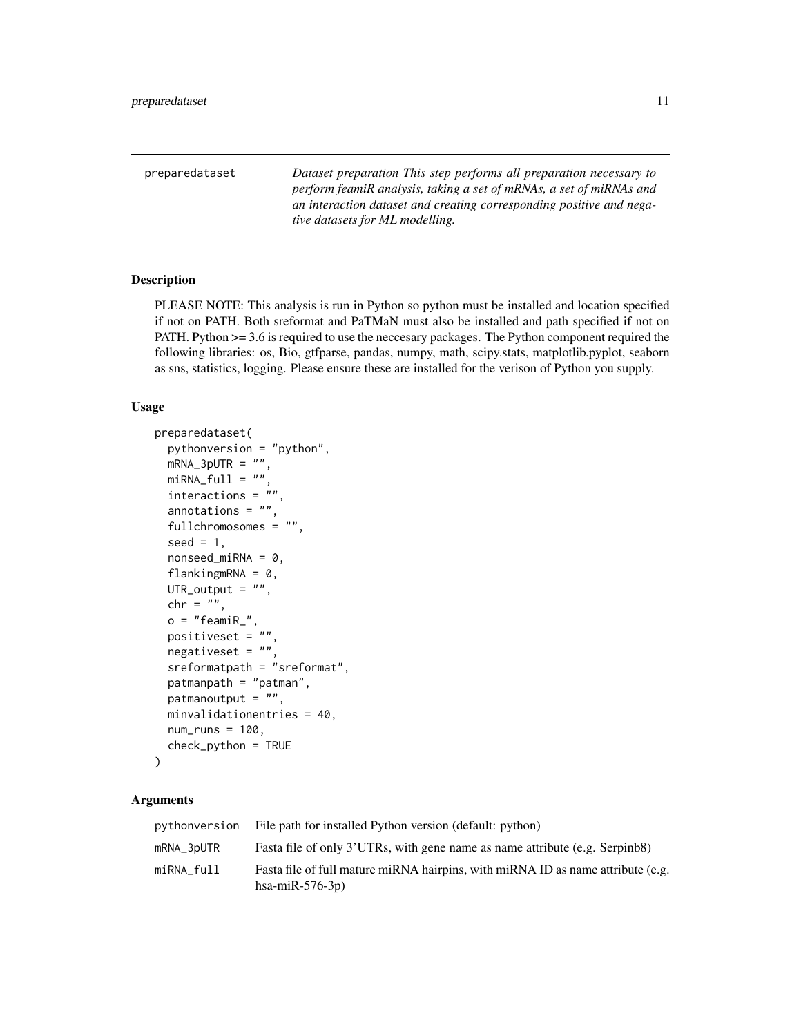## preparedataset

*Dataset preparation This step performs all preparation necessary to perform feamiR analysis, taking a set of mRNAs, a set of miRNAs and an interaction dataset and creating corresponding positive and negative datasets for ML modelling.*

### Description

PLEASE NOTE: This analysis is run in Python so python must be installed and location specified if not on PATH. Both sreformat and PaTMaN must also be installed and path specified if not on PATH. Python >= 3.6 is required to use the neccesary packages. The Python component required the following libraries: os, Bio, gtfparse, pandas, numpy, math, scipy.stats, matplotlib.pyplot, seaborn as sns, statistics, logging. Please ensure these are installed for the verison of Python you supply.

### Usage

```
preparedataset(
  pythonversion = "python",
  mRNA_3pUTR = "",
  miRNA_full = "",
  interactions = "",
  annotations = "",
  fullchromosomes = "",
  seed = 1,
  nonseed_miRNA = 0,
  flankingmRNA = 0,
  UTR_output = "",
  chr = "",
  o = "feamiR_",
  positiveset = "",
  negativeset = "",
  sreformatpath = "sreformat",
  patmanpath = "patman",
  patmanoutput = "",
  minvalidationentries = 40,
  num_runs = 100,
  check_python = TRUE
)
```

### Arguments

| | |
|---|---|
| `pythonversion` | File path for installed Python version (default: python) |
| `mRNA_3pUTR` | Fasta file of only 3'UTRs, with gene name as name attribute (e.g. Serpinb8) |
| `miRNA_full` | Fasta file of full mature miRNA hairpins, with miRNA ID as name attribute (e.g. hsa-miR-576-3p) |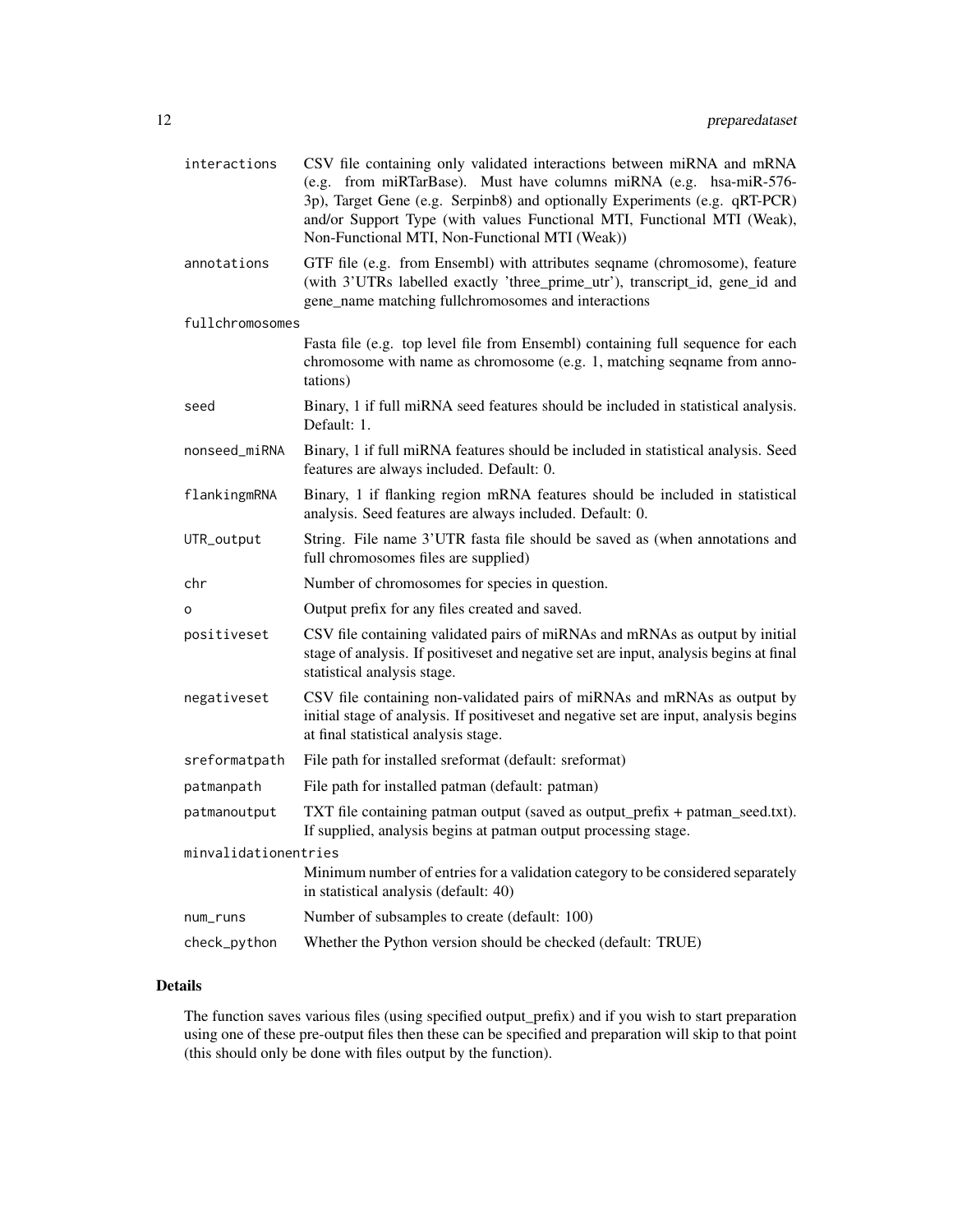| | |
|---|---|
| `interactions` | CSV file containing only validated interactions between miRNA and mRNA (e.g. from miRTarBase). Must have columns miRNA (e.g. hsa-miR-576-3p), Target Gene (e.g. Serpinb8) and optionally Experiments (e.g. qRT-PCR) and/or Support Type (with values Functional MTI, Functional MTI (Weak), Non-Functional MTI, Non-Functional MTI (Weak)) |
| `annotations` | GTF file (e.g. from Ensembl) with attributes seqname (chromosome), feature (with 3'UTRs labelled exactly 'three_prime_utr'), transcript_id, gene_id and gene_name matching fullchromosomes and interactions |
| `fullchromosomes` | Fasta file (e.g. top level file from Ensembl) containing full sequence for each chromosome with name as chromosome (e.g. 1, matching seqname from annotations) |
| `seed` | Binary, 1 if full miRNA seed features should be included in statistical analysis. Default: 1. |
| `nonseed_miRNA` | Binary, 1 if full miRNA features should be included in statistical analysis. Seed features are always included. Default: 0. |
| `flankingmRNA` | Binary, 1 if flanking region mRNA features should be included in statistical analysis. Seed features are always included. Default: 0. |
| `UTR_output` | String. File name 3'UTR fasta file should be saved as (when annotations and full chromosomes files are supplied) |
| `chr` | Number of chromosomes for species in question. |
| `o` | Output prefix for any files created and saved. |
| `positiveset` | CSV file containing validated pairs of miRNAs and mRNAs as output by initial stage of analysis. If positiveset and negative set are input, analysis begins at final statistical analysis stage. |
| `negativeset` | CSV file containing non-validated pairs of miRNAs and mRNAs as output by initial stage of analysis. If positiveset and negative set are input, analysis begins at final statistical analysis stage. |
| `sreformatpath` | File path for installed sreformat (default: sreformat) |
| `patmanpath` | File path for installed patman (default: patman) |
| `patmanoutput` | TXT file containing patman output (saved as output_prefix + patman_seed.txt). If supplied, analysis begins at patman output processing stage. |
| `minvalidationentries` | Minimum number of entries for a validation category to be considered separately in statistical analysis (default: 40) |
| `num_runs` | Number of subsamples to create (default: 100) |
| `check_python` | Whether the Python version should be checked (default: TRUE) |

## Details

The function saves various files (using specified output_prefix) and if you wish to start preparation using one of these pre-output files then these can be specified and preparation will skip to that point (this should only be done with files output by the function).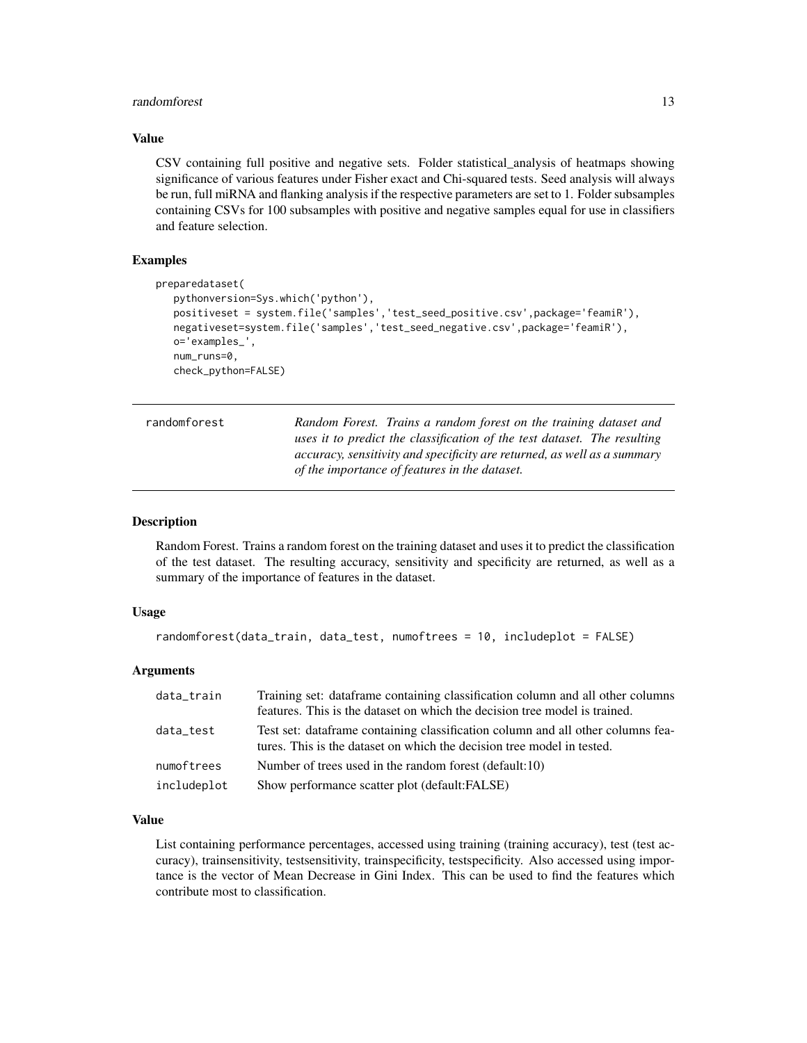### Value

CSV containing full positive and negative sets. Folder statistical_analysis of heatmaps showing significance of various features under Fisher exact and Chi-squared tests. Seed analysis will always be run, full miRNA and flanking analysis if the respective parameters are set to 1. Folder subsamples containing CSVs for 100 subsamples with positive and negative samples equal for use in classifiers and feature selection.

### Examples

```
preparedataset(
   pythonversion=Sys.which('python'),
   positiveset = system.file('samples','test_seed_positive.csv',package='feamiR'),
   negativeset=system.file('samples','test_seed_negative.csv',package='feamiR'),
   o='examples_',
   num_runs=0,
   check_python=FALSE)
```

---

## randomforest

*Random Forest. Trains a random forest on the training dataset and uses it to predict the classification of the test dataset. The resulting accuracy, sensitivity and specificity are returned, as well as a summary of the importance of features in the dataset.*

---

### Description

Random Forest. Trains a random forest on the training dataset and uses it to predict the classification of the test dataset. The resulting accuracy, sensitivity and specificity are returned, as well as a summary of the importance of features in the dataset.

### Usage

```
randomforest(data_train, data_test, numoftrees = 10, includeplot = FALSE)
```

### Arguments

| | |
|---|---|
| data_train | Training set: dataframe containing classification column and all other columns features. This is the dataset on which the decision tree model is trained. |
| data_test | Test set: dataframe containing classification column and all other columns features. This is the dataset on which the decision tree model in tested. |
| numoftrees | Number of trees used in the random forest (default:10) |
| includeplot | Show performance scatter plot (default:FALSE) |

### Value

List containing performance percentages, accessed using training (training accuracy), test (test accuracy), trainsensitivity, testsensitivity, trainspecificity, testspecificity. Also accessed using importance is the vector of Mean Decrease in Gini Index. This can be used to find the features which contribute most to classification.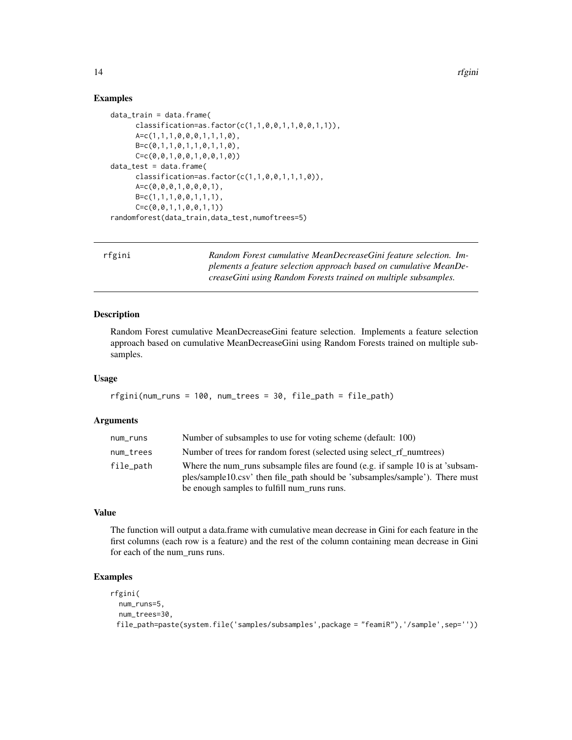### Examples

```
data_train = data.frame(
      classification=as.factor(c(1,1,0,0,1,1,0,0,1,1)),
      A=c(1,1,1,0,0,0,1,1,1,0),
      B=c(0,1,1,0,1,1,0,1,1,0),
      C=c(0,0,1,0,0,1,0,0,1,0))
data_test = data.frame(
      classification=as.factor(c(1,1,0,0,1,1,1,0)),
      A=c(0,0,0,1,0,0,0,1),
      B=c(1,1,1,0,0,1,1,1),
      C=c(0,0,1,1,0,0,1,1))
randomforest(data_train,data_test,numoftrees=5)
```

---

## rfgini

*Random Forest cumulative MeanDecreaseGini feature selection. Implements a feature selection approach based on cumulative MeanDecreaseGini using Random Forests trained on multiple subsamples.*

### Description

Random Forest cumulative MeanDecreaseGini feature selection. Implements a feature selection approach based on cumulative MeanDecreaseGini using Random Forests trained on multiple subsamples.

### Usage

```
rfgini(num_runs = 100, num_trees = 30, file_path = file_path)
```

### Arguments

| | |
|---|---|
| num_runs | Number of subsamples to use for voting scheme (default: 100) |
| num_trees | Number of trees for random forest (selected using select_rf_numtrees) |
| file_path | Where the num_runs subsample files are found (e.g. if sample 10 is at 'subsamples/sample10.csv' then file_path should be 'subsamples/sample'). There must be enough samples to fulfill num_runs runs. |

### Value

The function will output a data.frame with cumulative mean decrease in Gini for each feature in the first columns (each row is a feature) and the rest of the column containing mean decrease in Gini for each of the num_runs runs.

### Examples

```
rfgini(
  num_runs=5,
  num_trees=30,
 file_path=paste(system.file('samples/subsamples',package = "feamiR"),'/sample',sep=''))
```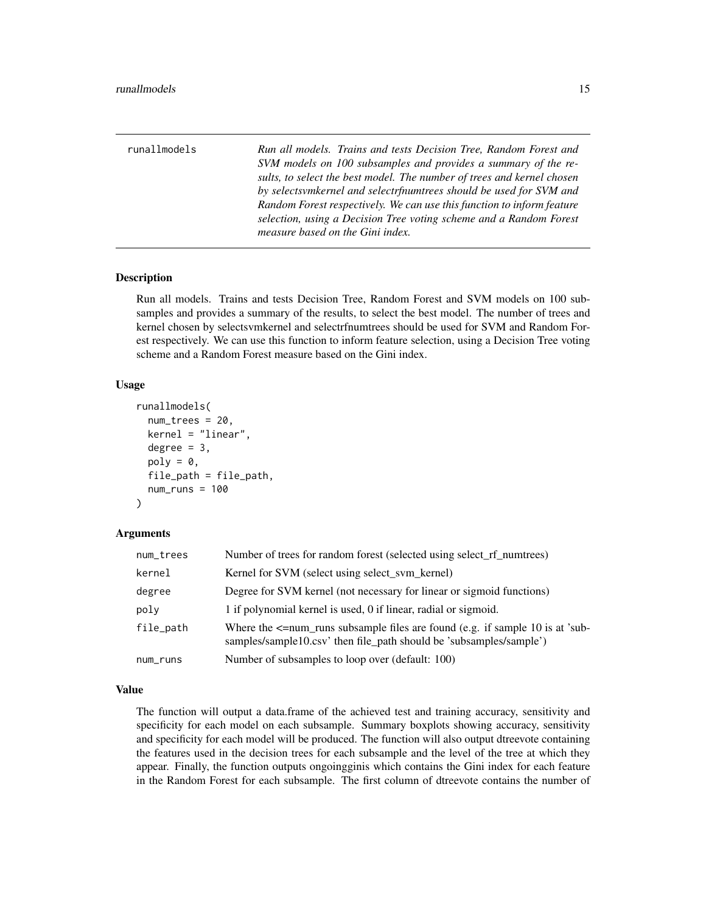runallmodels

*Run all models. Trains and tests Decision Tree, Random Forest and SVM models on 100 subsamples and provides a summary of the results, to select the best model. The number of trees and kernel chosen by selectsvmkernel and selectrfnumtrees should be used for SVM and Random Forest respectively. We can use this function to inform feature selection, using a Decision Tree voting scheme and a Random Forest measure based on the Gini index.*

### Description

Run all models. Trains and tests Decision Tree, Random Forest and SVM models on 100 subsamples and provides a summary of the results, to select the best model. The number of trees and kernel chosen by selectsvmkernel and selectrfnumtrees should be used for SVM and Random Forest respectively. We can use this function to inform feature selection, using a Decision Tree voting scheme and a Random Forest measure based on the Gini index.

### Usage

```
runallmodels(
  num_trees = 20,
  kernel = "linear",
  degree = 3,
  poly = 0,
  file_path = file_path,
  num_runs = 100
)
```

### Arguments

| | |
|---|---|
| num_trees | Number of trees for random forest (selected using select_rf_numtrees) |
| kernel | Kernel for SVM (select using select_svm_kernel) |
| degree | Degree for SVM kernel (not necessary for linear or sigmoid functions) |
| poly | 1 if polynomial kernel is used, 0 if linear, radial or sigmoid. |
| file_path | Where the <=num_runs subsample files are found (e.g. if sample 10 is at 'subsamples/sample10.csv' then file_path should be 'subsamples/sample') |
| num_runs | Number of subsamples to loop over (default: 100) |

### Value

The function will output a data.frame of the achieved test and training accuracy, sensitivity and specificity for each model on each subsample. Summary boxplots showing accuracy, sensitivity and specificity for each model will be produced. The function will also output dtreevote containing the features used in the decision trees for each subsample and the level of the tree at which they appear. Finally, the function outputs ongoingginis which contains the Gini index for each feature in the Random Forest for each subsample. The first column of dtreevote contains the number of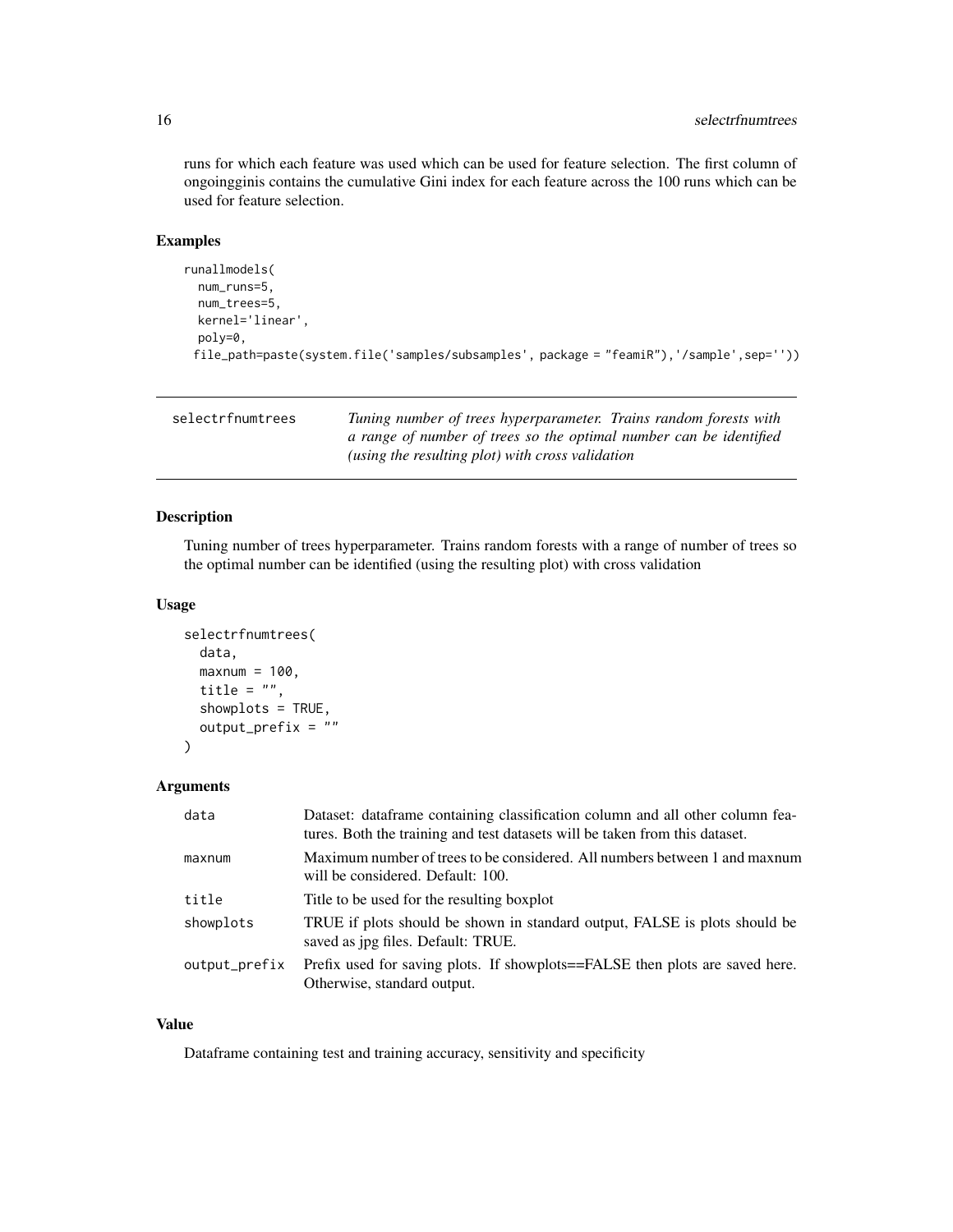runs for which each feature was used which can be used for feature selection. The first column of ongoingginis contains the cumulative Gini index for each feature across the 100 runs which can be used for feature selection.

### Examples

```
runallmodels(
  num_runs=5,
  num_trees=5,
  kernel='linear',
  poly=0,
 file_path=paste(system.file('samples/subsamples', package = "feamiR"),'/sample',sep=''))
```

---

## selectrfnumtrees

*Tuning number of trees hyperparameter. Trains random forests with a range of number of trees so the optimal number can be identified (using the resulting plot) with cross validation*

---

### Description

Tuning number of trees hyperparameter. Trains random forests with a range of number of trees so the optimal number can be identified (using the resulting plot) with cross validation

### Usage

```
selectrfnumtrees(
  data,
  maxnum = 100,
  title = "",
  showplots = TRUE,
  output_prefix = ""
)
```

### Arguments

| | |
|---|---|
| data | Dataset: dataframe containing classification column and all other column features. Both the training and test datasets will be taken from this dataset. |
| maxnum | Maximum number of trees to be considered. All numbers between 1 and maxnum will be considered. Default: 100. |
| title | Title to be used for the resulting boxplot |
| showplots | TRUE if plots should be shown in standard output, FALSE is plots should be saved as jpg files. Default: TRUE. |
| output_prefix | Prefix used for saving plots. If showplots==FALSE then plots are saved here. Otherwise, standard output. |

### Value

Dataframe containing test and training accuracy, sensitivity and specificity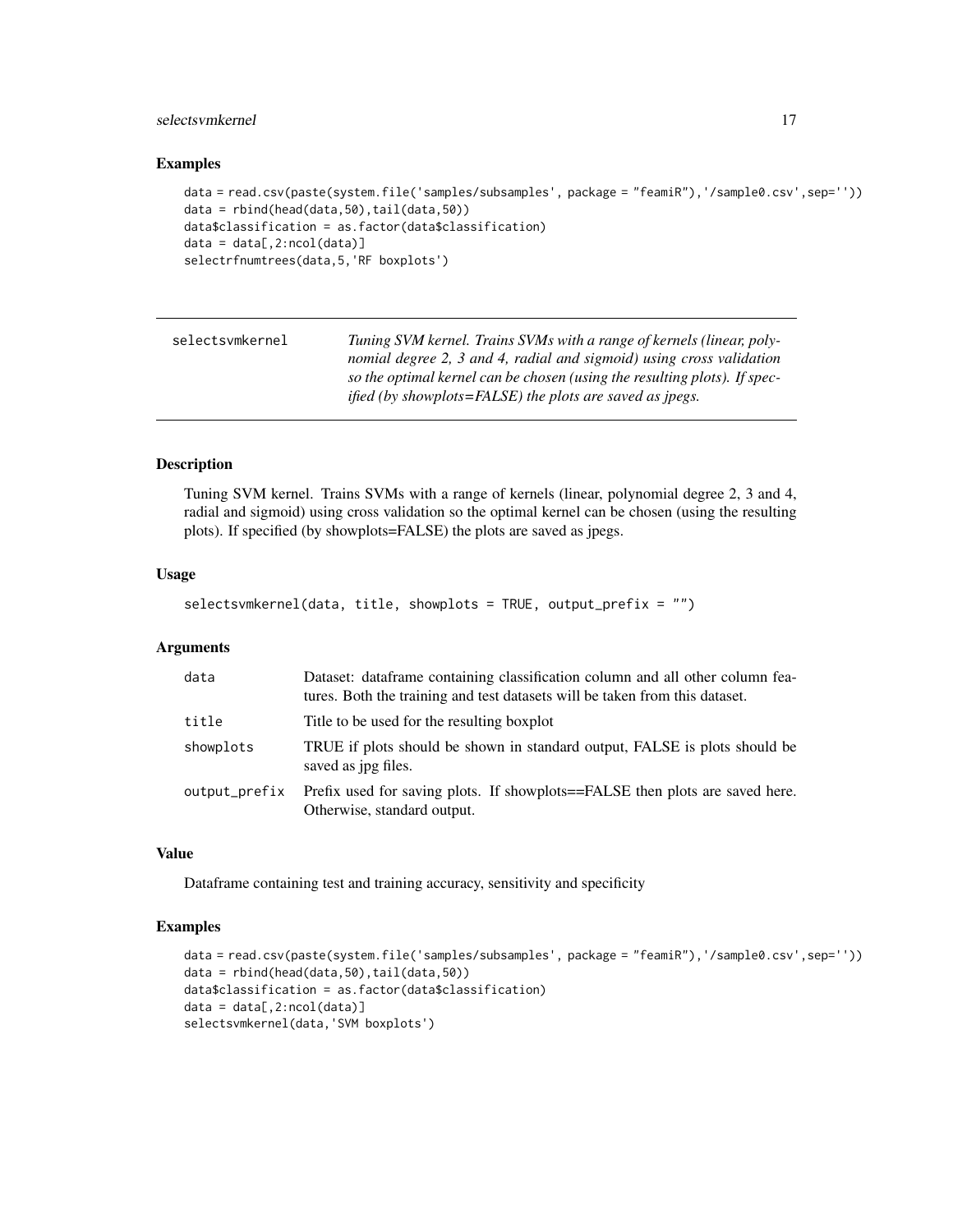## Examples

```
data = read.csv(paste(system.file('samples/subsamples', package = "feamiR"),'/sample0.csv',sep=''))
data = rbind(head(data,50),tail(data,50))
data$classification = as.factor(data$classification)
data = data[,2:ncol(data)]
selectrfnumtrees(data,5,'RF boxplots')
```

---

selectsvmkernel — *Tuning SVM kernel. Trains SVMs with a range of kernels (linear, polynomial degree 2, 3 and 4, radial and sigmoid) using cross validation so the optimal kernel can be chosen (using the resulting plots). If specified (by showplots=FALSE) the plots are saved as jpegs.*

---

## Description

Tuning SVM kernel. Trains SVMs with a range of kernels (linear, polynomial degree 2, 3 and 4, radial and sigmoid) using cross validation so the optimal kernel can be chosen (using the resulting plots). If specified (by showplots=FALSE) the plots are saved as jpegs.

## Usage

```
selectsvmkernel(data, title, showplots = TRUE, output_prefix = "")
```

## Arguments

| | |
|---|---|
| data | Dataset: dataframe containing classification column and all other column features. Both the training and test datasets will be taken from this dataset. |
| title | Title to be used for the resulting boxplot |
| showplots | TRUE if plots should be shown in standard output, FALSE is plots should be saved as jpg files. |
| output_prefix | Prefix used for saving plots. If showplots==FALSE then plots are saved here. Otherwise, standard output. |

## Value

Dataframe containing test and training accuracy, sensitivity and specificity

## Examples

```
data = read.csv(paste(system.file('samples/subsamples', package = "feamiR"),'/sample0.csv',sep=''))
data = rbind(head(data,50),tail(data,50))
data$classification = as.factor(data$classification)
data = data[,2:ncol(data)]
selectsvmkernel(data,'SVM boxplots')
```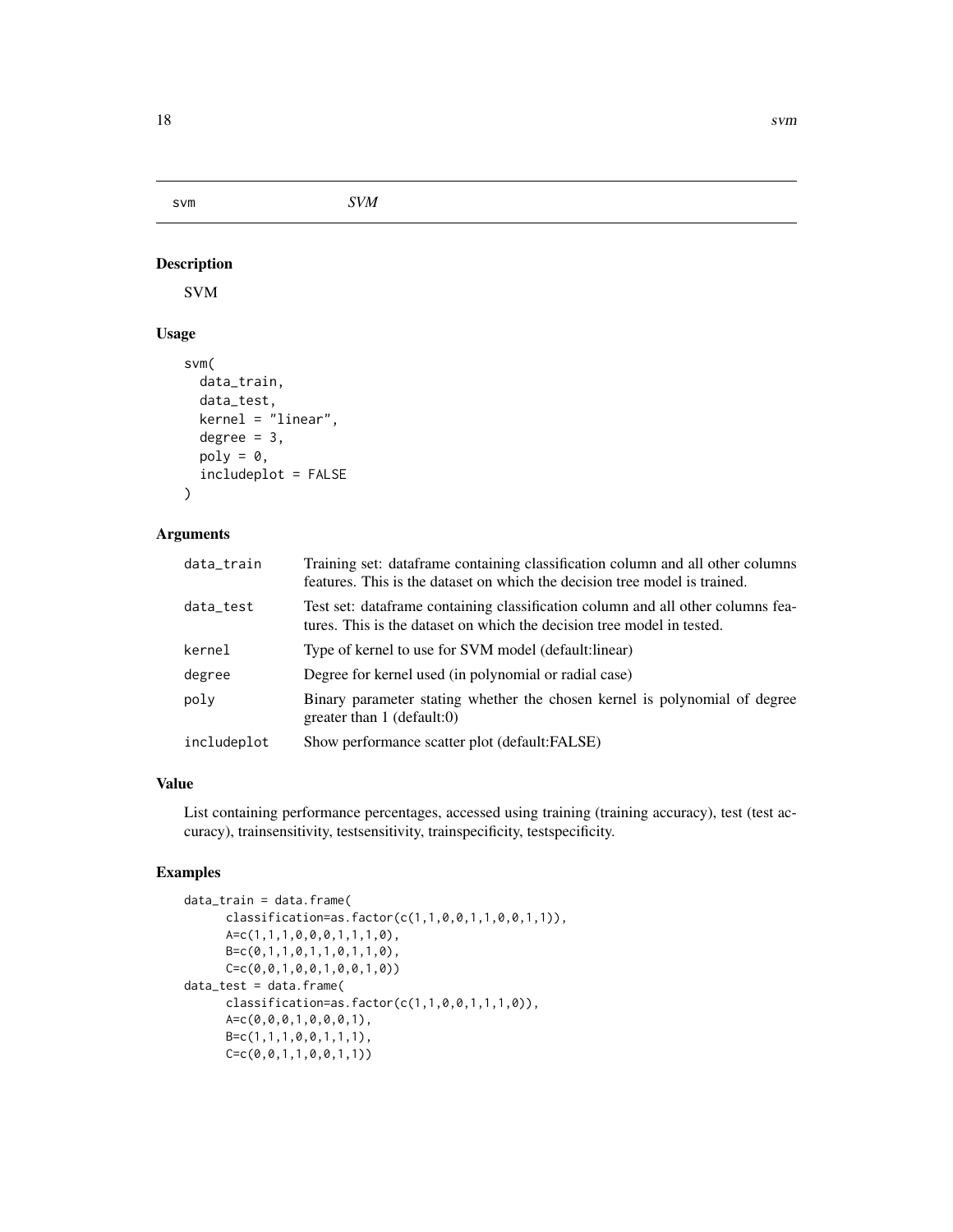svm *SVM*

## Description

SVM

## Usage

```
svm(
  data_train,
  data_test,
  kernel = "linear",
  degree = 3,
  poly = 0,
  includeplot = FALSE
)
```

## Arguments

| | |
|---|---|
| data_train | Training set: dataframe containing classification column and all other columns features. This is the dataset on which the decision tree model is trained. |
| data_test | Test set: dataframe containing classification column and all other columns features. This is the dataset on which the decision tree model in tested. |
| kernel | Type of kernel to use for SVM model (default:linear) |
| degree | Degree for kernel used (in polynomial or radial case) |
| poly | Binary parameter stating whether the chosen kernel is polynomial of degree greater than 1 (default:0) |
| includeplot | Show performance scatter plot (default:FALSE) |

## Value

List containing performance percentages, accessed using training (training accuracy), test (test accuracy), trainsensitivity, testsensitivity, trainspecificity, testspecificity.

## Examples

```
data_train = data.frame(
      classification=as.factor(c(1,1,0,0,1,1,0,0,1,1)),
      A=c(1,1,1,0,0,0,1,1,1,0),
      B=c(0,1,1,0,1,1,0,1,1,0),
      C=c(0,0,1,0,0,1,0,0,1,0))
data_test = data.frame(
      classification=as.factor(c(1,1,0,0,1,1,1,0)),
      A=c(0,0,0,1,0,0,0,1),
      B=c(1,1,1,0,0,1,1,1),
      C=c(0,0,1,1,0,0,1,1))
```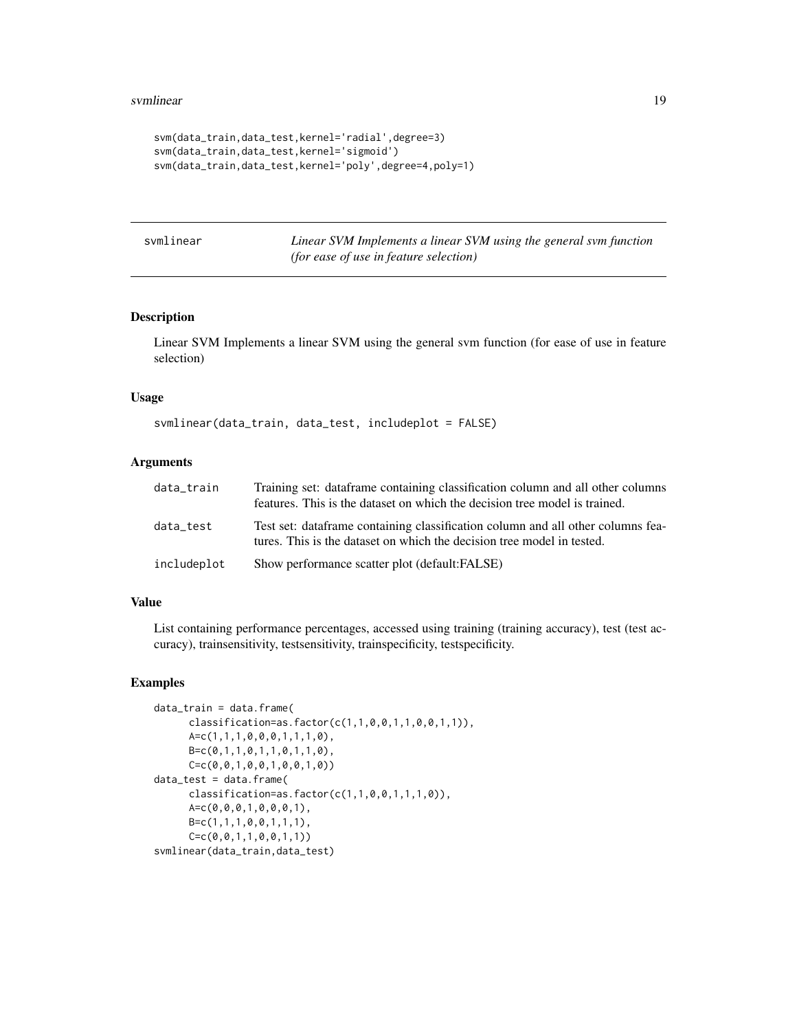```
svm(data_train,data_test,kernel='radial',degree=3)
svm(data_train,data_test,kernel='sigmoid')
svm(data_train,data_test,kernel='poly',degree=4,poly=1)
```

## svmlinear — *Linear SVM Implements a linear SVM using the general svm function (for ease of use in feature selection)*

### Description

Linear SVM Implements a linear SVM using the general svm function (for ease of use in feature selection)

### Usage

```
svmlinear(data_train, data_test, includeplot = FALSE)
```

### Arguments

| | |
|---|---|
| data_train | Training set: dataframe containing classification column and all other columns features. This is the dataset on which the decision tree model is trained. |
| data_test | Test set: dataframe containing classification column and all other columns features. This is the dataset on which the decision tree model in tested. |
| includeplot | Show performance scatter plot (default:FALSE) |

### Value

List containing performance percentages, accessed using training (training accuracy), test (test accuracy), trainsensitivity, testsensitivity, trainspecificity, testspecificity.

### Examples

```
data_train = data.frame(
      classification=as.factor(c(1,1,0,0,1,1,0,0,1,1)),
      A=c(1,1,1,0,0,0,1,1,1,0),
      B=c(0,1,1,0,1,1,0,1,1,0),
      C=c(0,0,1,0,0,1,0,0,1,0))
data_test = data.frame(
      classification=as.factor(c(1,1,0,0,1,1,1,0)),
      A=c(0,0,0,1,0,0,0,1),
      B=c(1,1,1,0,0,1,1,1),
      C=c(0,0,1,1,0,0,1,1))
svmlinear(data_train,data_test)
```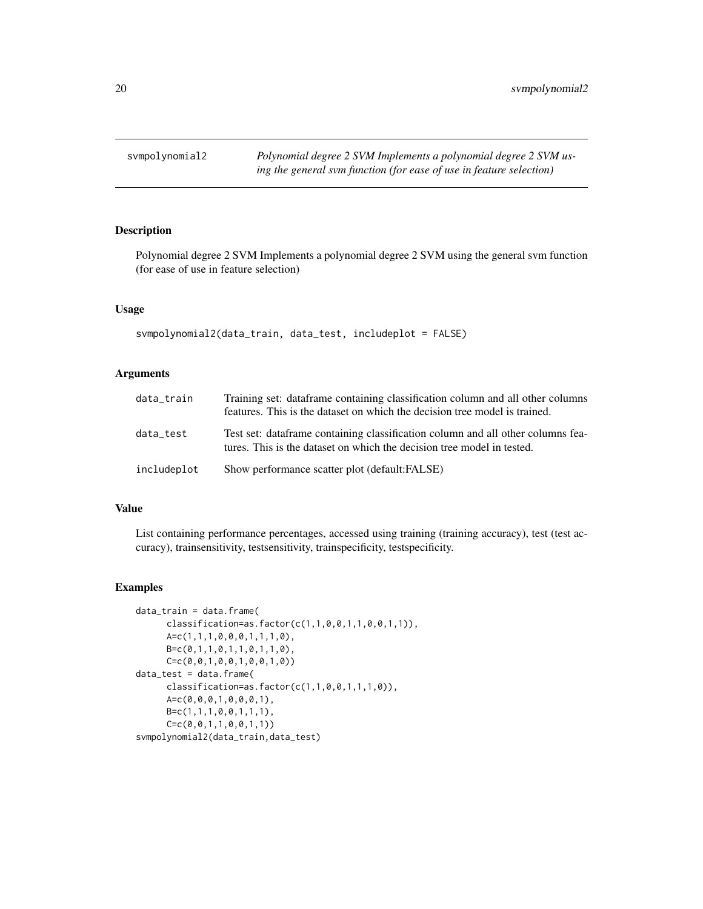svmpolynomial2 — *Polynomial degree 2 SVM Implements a polynomial degree 2 SVM using the general svm function (for ease of use in feature selection)*

### Description

Polynomial degree 2 SVM Implements a polynomial degree 2 SVM using the general svm function (for ease of use in feature selection)

### Usage

```
svmpolynomial2(data_train, data_test, includeplot = FALSE)
```

### Arguments

| | |
|---|---|
| data_train | Training set: dataframe containing classification column and all other columns features. This is the dataset on which the decision tree model is trained. |
| data_test | Test set: dataframe containing classification column and all other columns features. This is the dataset on which the decision tree model in tested. |
| includeplot | Show performance scatter plot (default:FALSE) |

### Value

List containing performance percentages, accessed using training (training accuracy), test (test accuracy), trainsensitivity, testsensitivity, trainspecificity, testspecificity.

### Examples

```
data_train = data.frame(
      classification=as.factor(c(1,1,0,0,1,1,0,0,1,1)),
      A=c(1,1,1,0,0,0,1,1,1,0),
      B=c(0,1,1,0,1,1,0,1,1,0),
      C=c(0,0,1,0,0,1,0,0,1,0))
data_test = data.frame(
      classification=as.factor(c(1,1,0,0,1,1,1,0)),
      A=c(0,0,0,1,0,0,0,1),
      B=c(1,1,1,0,0,1,1,1),
      C=c(0,0,1,1,0,0,1,1))
svmpolynomial2(data_train,data_test)
```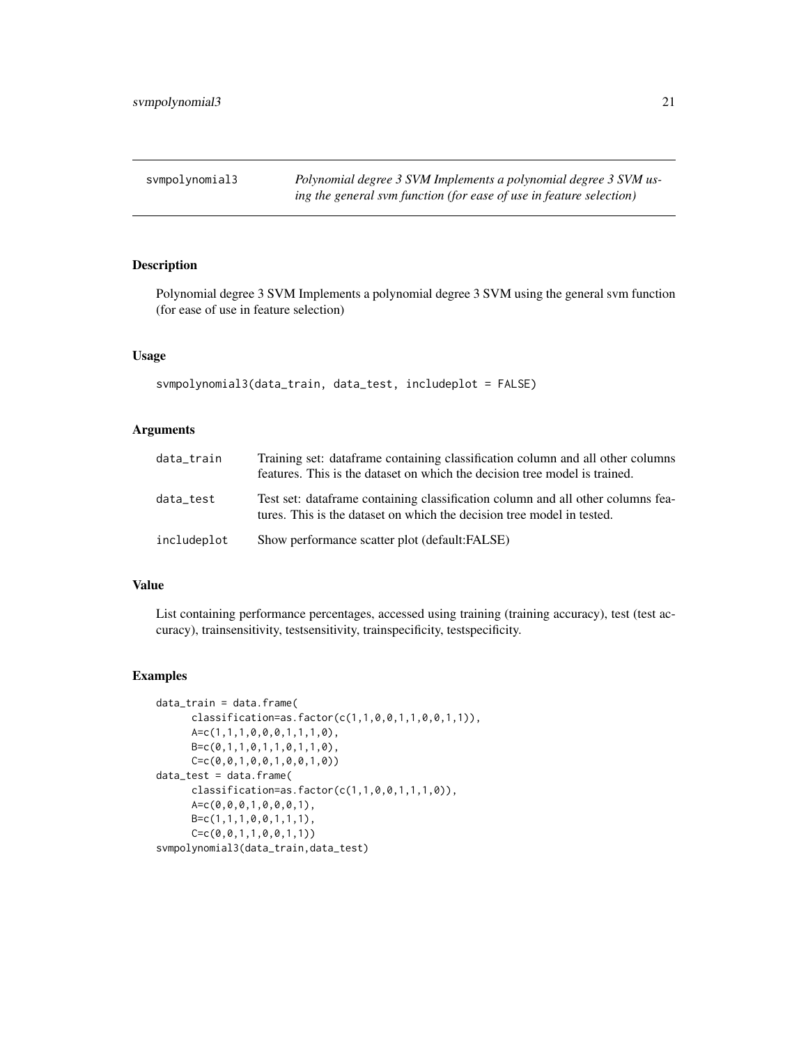svmpolynomial3 *Polynomial degree 3 SVM Implements a polynomial degree 3 SVM using the general svm function (for ease of use in feature selection)*

## Description

Polynomial degree 3 SVM Implements a polynomial degree 3 SVM using the general svm function (for ease of use in feature selection)

## Usage

```
svmpolynomial3(data_train, data_test, includeplot = FALSE)
```

## Arguments

| | |
|---|---|
| data_train | Training set: dataframe containing classification column and all other columns features. This is the dataset on which the decision tree model is trained. |
| data_test | Test set: dataframe containing classification column and all other columns features. This is the dataset on which the decision tree model in tested. |
| includeplot | Show performance scatter plot (default:FALSE) |

## Value

List containing performance percentages, accessed using training (training accuracy), test (test accuracy), trainsensitivity, testsensitivity, trainspecificity, testspecificity.

## Examples

```
data_train = data.frame(
      classification=as.factor(c(1,1,0,0,1,1,0,0,1,1)),
      A=c(1,1,1,0,0,0,1,1,1,0),
      B=c(0,1,1,0,1,1,0,1,1,0),
      C=c(0,0,1,0,0,1,0,0,1,0))
data_test = data.frame(
      classification=as.factor(c(1,1,0,0,1,1,1,0)),
      A=c(0,0,0,1,0,0,0,1),
      B=c(1,1,1,0,0,1,1,1),
      C=c(0,0,1,1,0,0,1,1))
svmpolynomial3(data_train,data_test)
```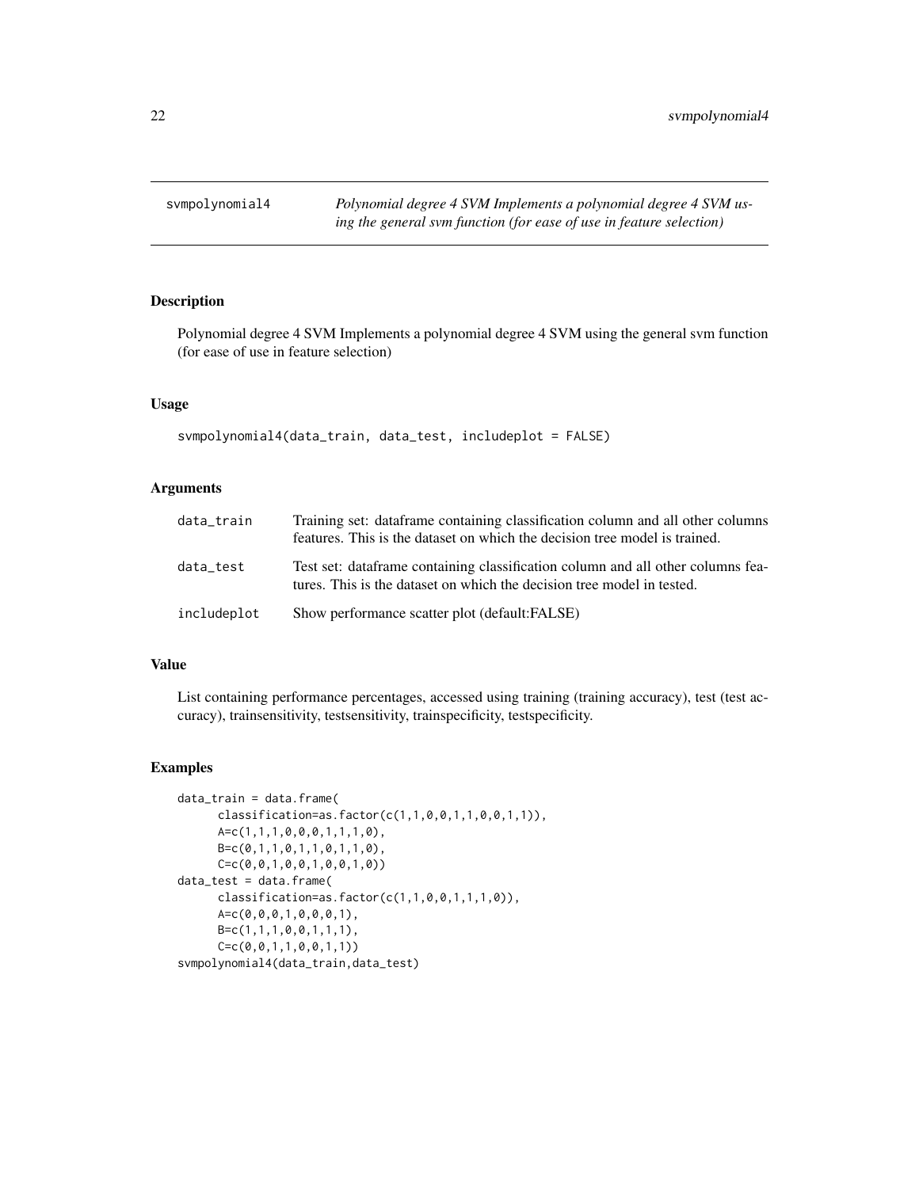`svmpolynomial4` *Polynomial degree 4 SVM Implements a polynomial degree 4 SVM using the general svm function (for ease of use in feature selection)*

## Description

Polynomial degree 4 SVM Implements a polynomial degree 4 SVM using the general svm function (for ease of use in feature selection)

## Usage

```
svmpolynomial4(data_train, data_test, includeplot = FALSE)
```

## Arguments

| | |
|---|---|
| data_train | Training set: dataframe containing classification column and all other columns features. This is the dataset on which the decision tree model is trained. |
| data_test | Test set: dataframe containing classification column and all other columns features. This is the dataset on which the decision tree model in tested. |
| includeplot | Show performance scatter plot (default:FALSE) |

## Value

List containing performance percentages, accessed using training (training accuracy), test (test accuracy), trainsensitivity, testsensitivity, trainspecificity, testspecificity.

## Examples

```
data_train = data.frame(
      classification=as.factor(c(1,1,0,0,1,1,0,0,1,1)),
      A=c(1,1,1,0,0,0,1,1,1,0),
      B=c(0,1,1,0,1,1,0,1,1,0),
      C=c(0,0,1,0,0,1,0,0,1,0))
data_test = data.frame(
      classification=as.factor(c(1,1,0,0,1,1,1,0)),
      A=c(0,0,0,1,0,0,0,1),
      B=c(1,1,1,0,0,1,1,1),
      C=c(0,0,1,1,0,0,1,1))
svmpolynomial4(data_train,data_test)
```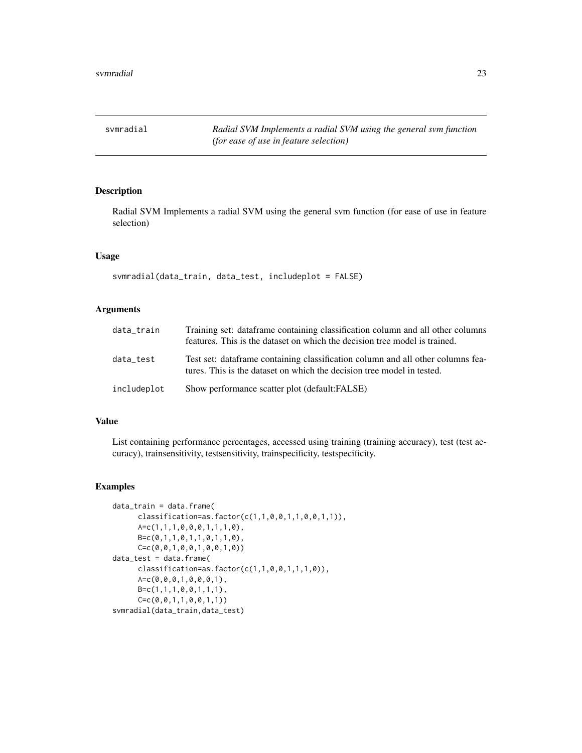## svmradial — *Radial SVM Implements a radial SVM using the general svm function (for ease of use in feature selection)*

### Description

Radial SVM Implements a radial SVM using the general svm function (for ease of use in feature selection)

### Usage

```
svmradial(data_train, data_test, includeplot = FALSE)
```

### Arguments

| | |
|---|---|
| data_train | Training set: dataframe containing classification column and all other columns features. This is the dataset on which the decision tree model is trained. |
| data_test | Test set: dataframe containing classification column and all other columns features. This is the dataset on which the decision tree model in tested. |
| includeplot | Show performance scatter plot (default:FALSE) |

### Value

List containing performance percentages, accessed using training (training accuracy), test (test accuracy), trainsensitivity, testsensitivity, trainspecificity, testspecificity.

### Examples

```
data_train = data.frame(
      classification=as.factor(c(1,1,0,0,1,1,0,0,1,1)),
      A=c(1,1,1,0,0,0,1,1,1,0),
      B=c(0,1,1,0,1,1,0,1,1,0),
      C=c(0,0,1,0,0,1,0,0,1,0))
data_test = data.frame(
      classification=as.factor(c(1,1,0,0,1,1,1,0)),
      A=c(0,0,0,1,0,0,0,1),
      B=c(1,1,1,0,0,1,1,1),
      C=c(0,0,1,1,0,0,1,1))
svmradial(data_train,data_test)
```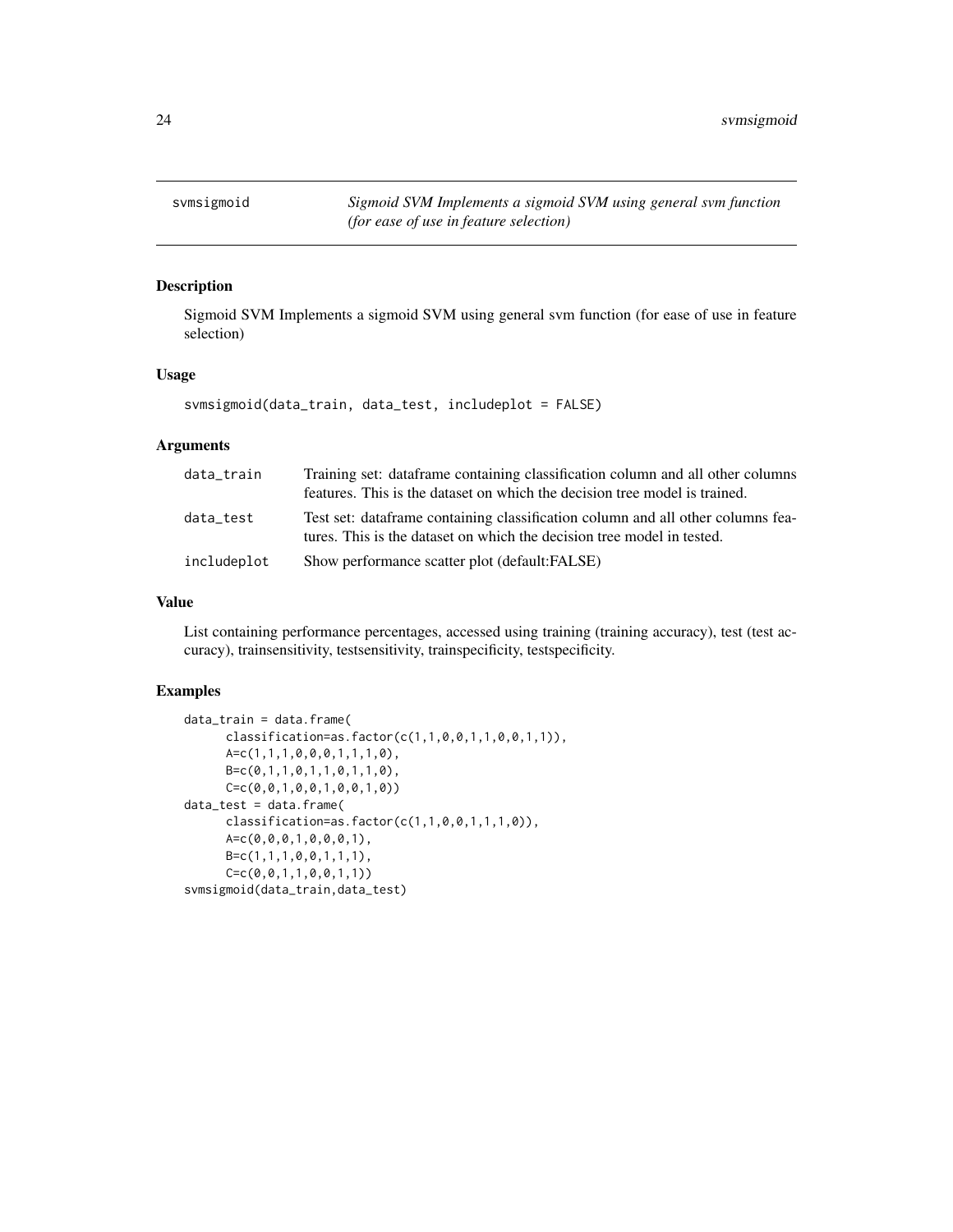| svmsigmoid | *Sigmoid SVM Implements a sigmoid SVM using general svm function (for ease of use in feature selection)* |
|---|---|

## Description

Sigmoid SVM Implements a sigmoid SVM using general svm function (for ease of use in feature selection)

## Usage

```
svmsigmoid(data_train, data_test, includeplot = FALSE)
```

## Arguments

| | |
|---|---|
| data_train | Training set: dataframe containing classification column and all other columns features. This is the dataset on which the decision tree model is trained. |
| data_test | Test set: dataframe containing classification column and all other columns features. This is the dataset on which the decision tree model in tested. |
| includeplot | Show performance scatter plot (default:FALSE) |

## Value

List containing performance percentages, accessed using training (training accuracy), test (test accuracy), trainsensitivity, testsensitivity, trainspecificity, testspecificity.

## Examples

```
data_train = data.frame(
      classification=as.factor(c(1,1,0,0,1,1,0,0,1,1)),
      A=c(1,1,1,0,0,0,1,1,1,0),
      B=c(0,1,1,0,1,1,0,1,1,0),
      C=c(0,0,1,0,0,1,0,0,1,0))
data_test = data.frame(
      classification=as.factor(c(1,1,0,0,1,1,1,0)),
      A=c(0,0,0,1,0,0,0,1),
      B=c(1,1,1,0,0,1,1,1),
      C=c(0,0,1,1,0,0,1,1))
svmsigmoid(data_train,data_test)
```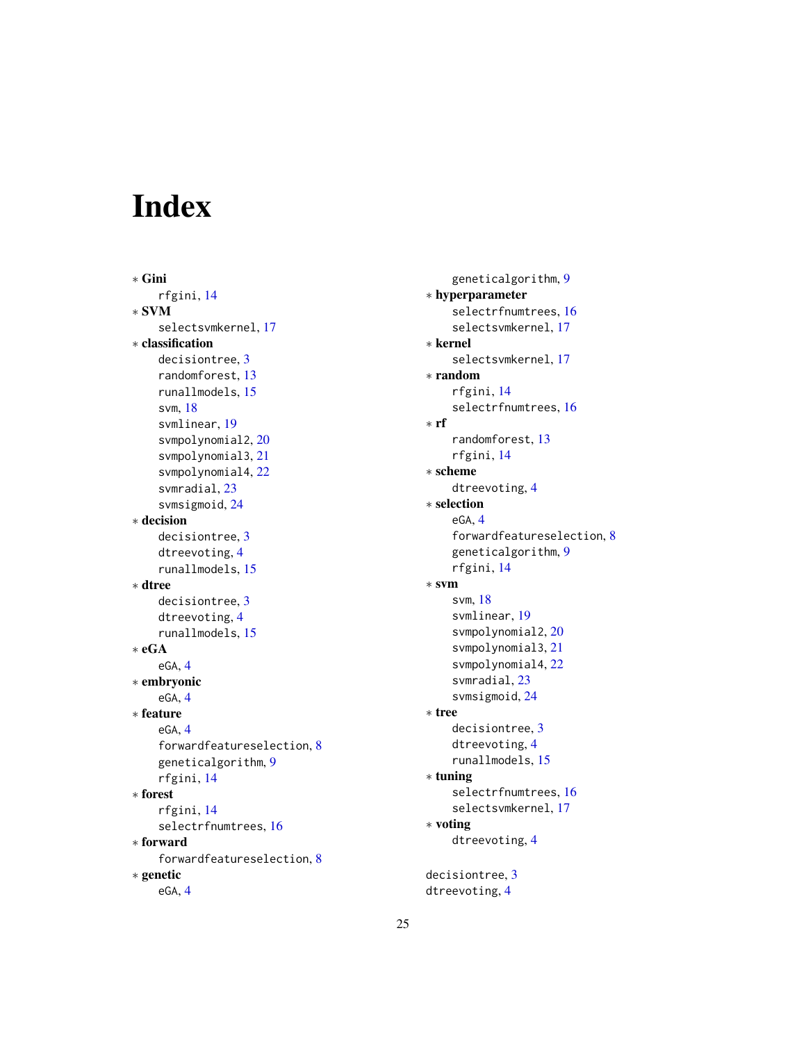# Index

* **Gini**
  - rfgini, 14
* **SVM**
  - selectsvmkernel, 17
* **classification**
  - decisiontree, 3
  - randomforest, 13
  - runallmodels, 15
  - svm, 18
  - svmlinear, 19
  - svmpolynomial2, 20
  - svmpolynomial3, 21
  - svmpolynomial4, 22
  - svmradial, 23
  - svmsigmoid, 24
* **decision**
  - decisiontree, 3
  - dtreevoting, 4
  - runallmodels, 15
* **dtree**
  - decisiontree, 3
  - dtreevoting, 4
  - runallmodels, 15
* **eGA**
  - eGA, 4
* **embryonic**
  - eGA, 4
* **feature**
  - eGA, 4
  - forwardfeatureselection, 8
  - geneticalgorithm, 9
  - rfgini, 14
* **forest**
  - rfgini, 14
  - selectrfnumtrees, 16
* **forward**
  - forwardfeatureselection, 8
* **genetic**
  - eGA, 4
  - geneticalgorithm, 9
* **hyperparameter**
  - selectrfnumtrees, 16
  - selectsvmkernel, 17
* **kernel**
  - selectsvmkernel, 17
* **random**
  - rfgini, 14
  - selectrfnumtrees, 16
* **rf**
  - randomforest, 13
  - rfgini, 14
* **scheme**
  - dtreevoting, 4
* **selection**
  - eGA, 4
  - forwardfeatureselection, 8
  - geneticalgorithm, 9
  - rfgini, 14
* **svm**
  - svm, 18
  - svmlinear, 19
  - svmpolynomial2, 20
  - svmpolynomial3, 21
  - svmpolynomial4, 22
  - svmradial, 23
  - svmsigmoid, 24
* **tree**
  - decisiontree, 3
  - dtreevoting, 4
  - runallmodels, 15
* **tuning**
  - selectrfnumtrees, 16
  - selectsvmkernel, 17
* **voting**
  - dtreevoting, 4

decisiontree, 3
dtreevoting, 4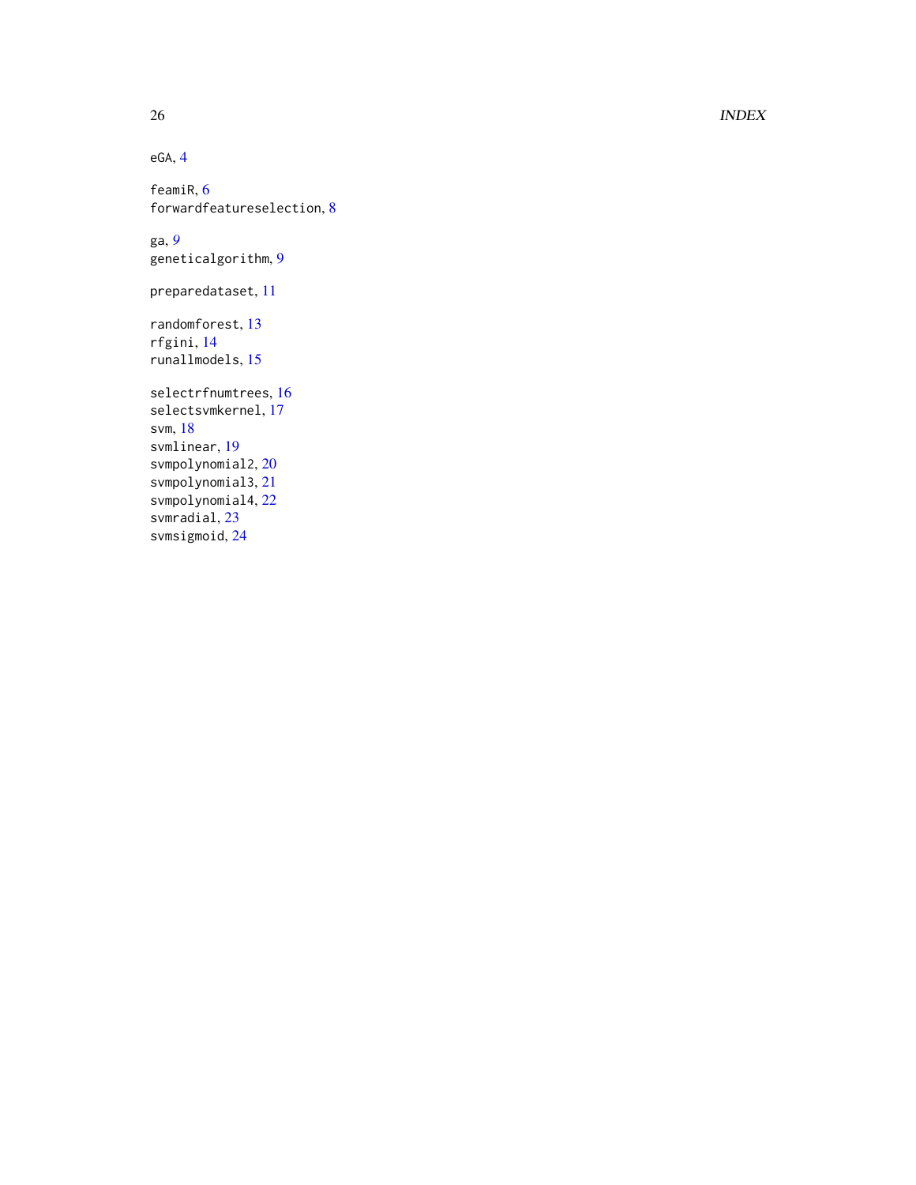eGA, 4

feamiR, 6
forwardfeatureselection, 8

ga, *9*
geneticalgorithm, 9

preparedataset, 11

randomforest, 13
rfgini, 14
runallmodels, 15

selectrfnumtrees, 16
selectsvmkernel, 17
svm, 18
svmlinear, 19
svmpolynomial2, 20
svmpolynomial3, 21
svmpolynomial4, 22
svmradial, 23
svmsigmoid, 24